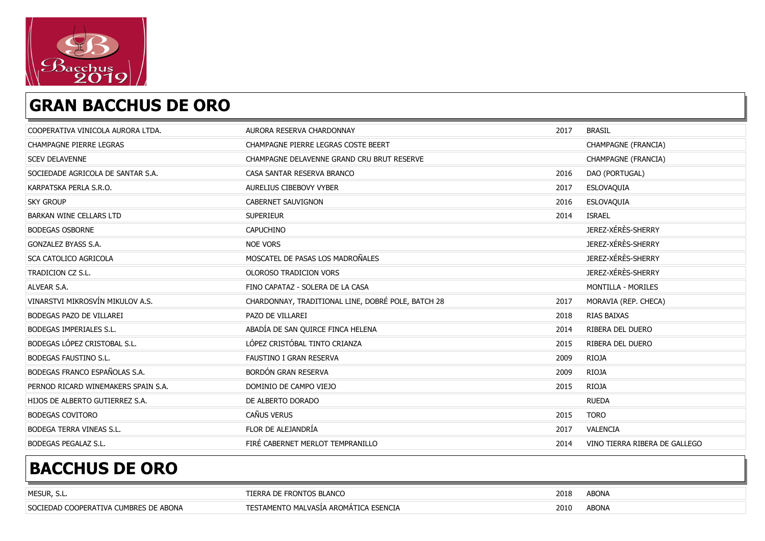## GRAN BACCHUS DE ORO

| | | | |
|---|---|---|---|
| COOPERATIVA VINICOLA AURORA LTDA. | AURORA RESERVA CHARDONNAY | 2017 | BRASIL |
| CHAMPAGNE PIERRE LEGRAS | CHAMPAGNE PIERRE LEGRAS COSTE BEERT | | CHAMPAGNE (FRANCIA) |
| SCEV DELAVENNE | CHAMPAGNE DELAVENNE GRAND CRU BRUT RESERVE | | CHAMPAGNE (FRANCIA) |
| SOCIEDADE AGRICOLA DE SANTAR S.A. | CASA SANTAR RESERVA BRANCO | 2016 | DAO (PORTUGAL) |
| KARPATSKA PERLA S.R.O. | AURELIUS CIBEBOVY VYBER | 2017 | ESLOVAQUIA |
| SKY GROUP | CABERNET SAUVIGNON | 2016 | ESLOVAQUIA |
| BARKAN WINE CELLARS LTD | SUPERIEUR | 2014 | ISRAEL |
| BODEGAS OSBORNE | CAPUCHINO | | JEREZ-XÉRÈS-SHERRY |
| GONZALEZ BYASS S.A. | NOE VORS | | JEREZ-XÉRÈS-SHERRY |
| SCA CATOLICO AGRICOLA | MOSCATEL DE PASAS LOS MADROÑALES | | JEREZ-XÉRÈS-SHERRY |
| TRADICION CZ S.L. | OLOROSO TRADICION VORS | | JEREZ-XÉRÈS-SHERRY |
| ALVEAR S.A. | FINO CAPATAZ - SOLERA DE LA CASA | | MONTILLA - MORILES |
| VINARSTVI MIKROSVÍN MIKULOV A.S. | CHARDONNAY, TRADITIONAL LINE, DOBRÉ POLE, BATCH 28 | 2017 | MORAVIA (REP. CHECA) |
| BODEGAS PAZO DE VILLAREI | PAZO DE VILLAREI | 2018 | RIAS BAIXAS |
| BODEGAS IMPERIALES S.L. | ABADÍA DE SAN QUIRCE FINCA HELENA | 2014 | RIBERA DEL DUERO |
| BODEGAS LÓPEZ CRISTOBAL S.L. | LÓPEZ CRISTÓBAL TINTO CRIANZA | 2015 | RIBERA DEL DUERO |
| BODEGAS FAUSTINO S.L. | FAUSTINO I GRAN RESERVA | 2009 | RIOJA |
| BODEGAS FRANCO ESPAÑOLAS S.A. | BORDÓN GRAN RESERVA | 2009 | RIOJA |
| PERNOD RICARD WINEMAKERS SPAIN S.A. | DOMINIO DE CAMPO VIEJO | 2015 | RIOJA |
| HIJOS DE ALBERTO GUTIERREZ S.A. | DE ALBERTO DORADO | | RUEDA |
| BODEGAS COVITORO | CAÑUS VERUS | 2015 | TORO |
| BODEGA TERRA VINEAS S.L. | FLOR DE ALEJANDRÍA | 2017 | VALENCIA |
| BODEGAS PEGALAZ S.L. | FIRÉ CABERNET MERLOT TEMPRANILLO | 2014 | VINO TIERRA RIBERA DE GALLEGO |

## BACCHUS DE ORO

| | | | |
|---|---|---|---|
| MESUR, S.L. | TIERRA DE FRONTOS BLANCO | 2018 | ABONA |
| SOCIEDAD COOPERATIVA CUMBRES DE ABONA | TESTAMENTO MALVASÍA AROMÁTICA ESENCIA | 2010 | ABONA |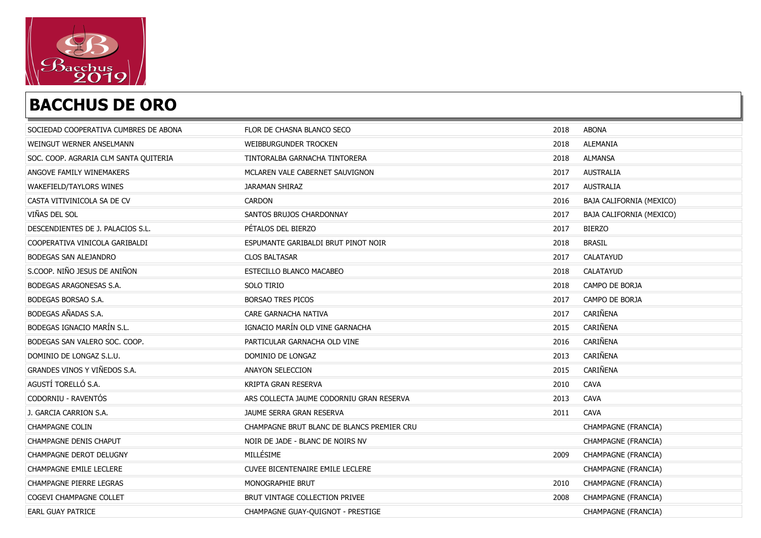# BACCHUS DE ORO

| | | | |
|---|---|---|---|
| SOCIEDAD COOPERATIVA CUMBRES DE ABONA | FLOR DE CHASNA BLANCO SECO | 2018 | ABONA |
| WEINGUT WERNER ANSELMANN | WEIBBURGUNDER TROCKEN | 2018 | ALEMANIA |
| SOC. COOP. AGRARIA CLM SANTA QUITERIA | TINTORALBA GARNACHA TINTORERA | 2018 | ALMANSA |
| ANGOVE FAMILY WINEMAKERS | MCLAREN VALE CABERNET SAUVIGNON | 2017 | AUSTRALIA |
| WAKEFIELD/TAYLORS WINES | JARAMAN SHIRAZ | 2017 | AUSTRALIA |
| CASTA VITIVINICOLA SA DE CV | CARDON | 2016 | BAJA CALIFORNIA (MEXICO) |
| VIÑAS DEL SOL | SANTOS BRUJOS CHARDONNAY | 2017 | BAJA CALIFORNIA (MEXICO) |
| DESCENDIENTES DE J. PALACIOS S.L. | PÉTALOS DEL BIERZO | 2017 | BIERZO |
| COOPERATIVA VINICOLA GARIBALDI | ESPUMANTE GARIBALDI BRUT PINOT NOIR | 2018 | BRASIL |
| BODEGAS SAN ALEJANDRO | CLOS BALTASAR | 2017 | CALATAYUD |
| S.COOP. NIÑO JESUS DE ANIÑON | ESTECILLO BLANCO MACABEO | 2018 | CALATAYUD |
| BODEGAS ARAGONESAS S.A. | SOLO TIRIO | 2018 | CAMPO DE BORJA |
| BODEGAS BORSAO S.A. | BORSAO TRES PICOS | 2017 | CAMPO DE BORJA |
| BODEGAS AÑADAS S.A. | CARE GARNACHA NATIVA | 2017 | CARIÑENA |
| BODEGAS IGNACIO MARÍN S.L. | IGNACIO MARÍN OLD VINE GARNACHA | 2015 | CARIÑENA |
| BODEGAS SAN VALERO SOC. COOP. | PARTICULAR GARNACHA OLD VINE | 2016 | CARIÑENA |
| DOMINIO DE LONGAZ S.L.U. | DOMINIO DE LONGAZ | 2013 | CARIÑENA |
| GRANDES VINOS Y VIÑEDOS S.A. | ANAYON SELECCION | 2015 | CARIÑENA |
| AGUSTÍ TORELLÓ S.A. | KRIPTA GRAN RESERVA | 2010 | CAVA |
| CODORNIU - RAVENTÓS | ARS COLLECTA JAUME CODORNIU GRAN RESERVA | 2013 | CAVA |
| J. GARCIA CARRION S.A. | JAUME SERRA GRAN RESERVA | 2011 | CAVA |
| CHAMPAGNE COLIN | CHAMPAGNE BRUT BLANC DE BLANCS PREMIER CRU | | CHAMPAGNE (FRANCIA) |
| CHAMPAGNE DENIS CHAPUT | NOIR DE JADE - BLANC DE NOIRS NV | | CHAMPAGNE (FRANCIA) |
| CHAMPAGNE DEROT DELUGNY | MILLÉSIME | 2009 | CHAMPAGNE (FRANCIA) |
| CHAMPAGNE EMILE LECLERE | CUVEE BICENTENAIRE EMILE LECLERE | | CHAMPAGNE (FRANCIA) |
| CHAMPAGNE PIERRE LEGRAS | MONOGRAPHIE BRUT | 2010 | CHAMPAGNE (FRANCIA) |
| COGEVI CHAMPAGNE COLLET | BRUT VINTAGE COLLECTION PRIVEE | 2008 | CHAMPAGNE (FRANCIA) |
| EARL GUAY PATRICE | CHAMPAGNE GUAY-QUIGNOT - PRESTIGE | | CHAMPAGNE (FRANCIA) |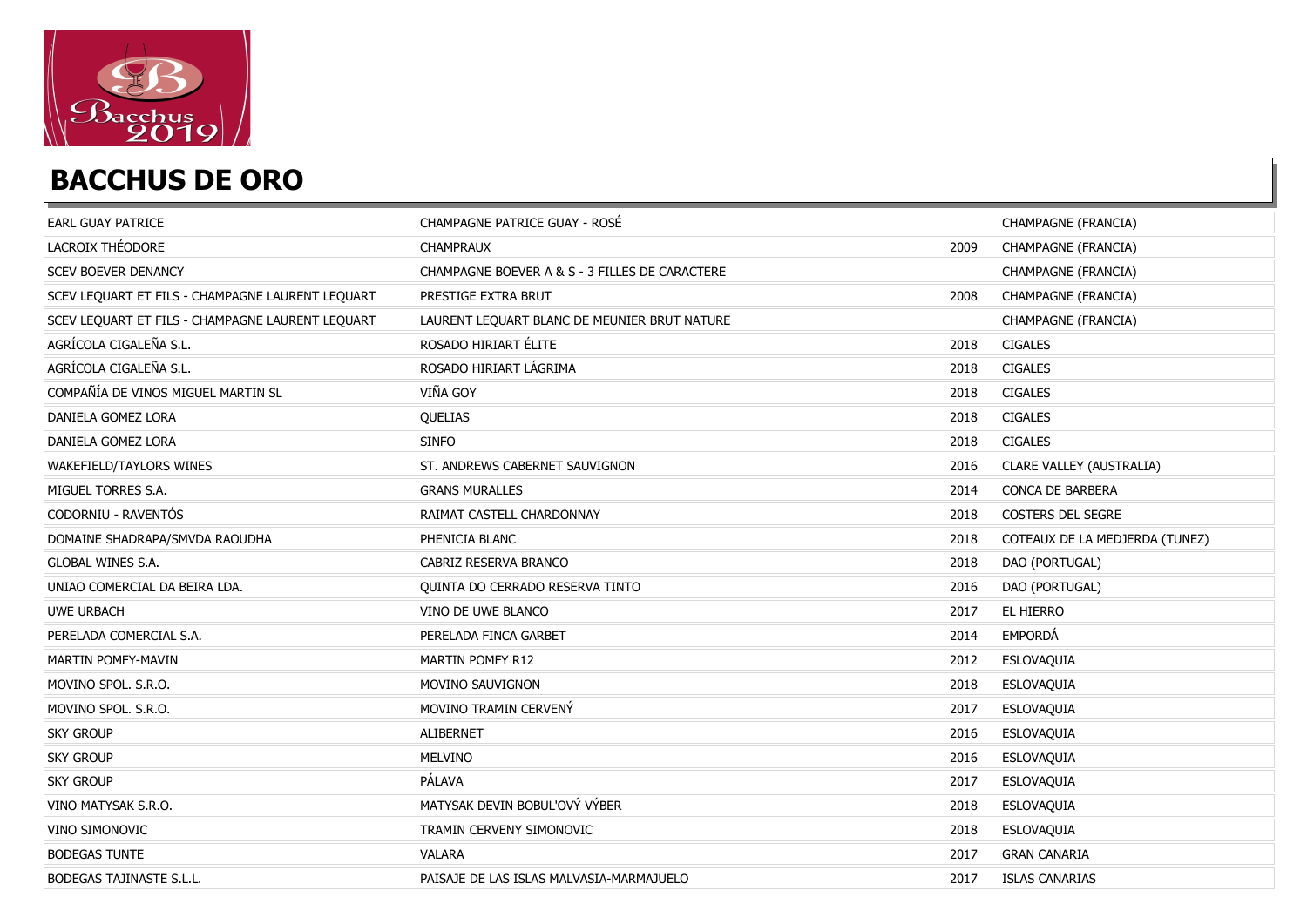## BACCHUS DE ORO

| | | | |
|---|---|---|---|
| EARL GUAY PATRICE | CHAMPAGNE PATRICE GUAY - ROSÉ | | CHAMPAGNE (FRANCIA) |
| LACROIX THÉODORE | CHAMPRAUX | 2009 | CHAMPAGNE (FRANCIA) |
| SCEV BOEVER DENANCY | CHAMPAGNE BOEVER A & S - 3 FILLES DE CARACTERE | | CHAMPAGNE (FRANCIA) |
| SCEV LEQUART ET FILS - CHAMPAGNE LAURENT LEQUART | PRESTIGE EXTRA BRUT | 2008 | CHAMPAGNE (FRANCIA) |
| SCEV LEQUART ET FILS - CHAMPAGNE LAURENT LEQUART | LAURENT LEQUART BLANC DE MEUNIER BRUT NATURE | | CHAMPAGNE (FRANCIA) |
| AGRÍCOLA CIGALEÑA S.L. | ROSADO HIRIART ÉLITE | 2018 | CIGALES |
| AGRÍCOLA CIGALEÑA S.L. | ROSADO HIRIART LÁGRIMA | 2018 | CIGALES |
| COMPAÑÍA DE VINOS MIGUEL MARTIN SL | VIÑA GOY | 2018 | CIGALES |
| DANIELA GOMEZ LORA | QUELIAS | 2018 | CIGALES |
| DANIELA GOMEZ LORA | SINFO | 2018 | CIGALES |
| WAKEFIELD/TAYLORS WINES | ST. ANDREWS CABERNET SAUVIGNON | 2016 | CLARE VALLEY (AUSTRALIA) |
| MIGUEL TORRES S.A. | GRANS MURALLES | 2014 | CONCA DE BARBERA |
| CODORNIU - RAVENTÓS | RAIMAT CASTELL CHARDONNAY | 2018 | COSTERS DEL SEGRE |
| DOMAINE SHADRAPA/SMVDA RAOUDHA | PHENICIA BLANC | 2018 | COTEAUX DE LA MEDJERDA (TUNEZ) |
| GLOBAL WINES S.A. | CABRIZ RESERVA BRANCO | 2018 | DAO (PORTUGAL) |
| UNIAO COMERCIAL DA BEIRA LDA. | QUINTA DO CERRADO RESERVA TINTO | 2016 | DAO (PORTUGAL) |
| UWE URBACH | VINO DE UWE BLANCO | 2017 | EL HIERRO |
| PERELADA COMERCIAL S.A. | PERELADA FINCA GARBET | 2014 | EMPORDÁ |
| MARTIN POMFY-MAVIN | MARTIN POMFY R12 | 2012 | ESLOVAQUIA |
| MOVINO SPOL. S.R.O. | MOVINO SAUVIGNON | 2018 | ESLOVAQUIA |
| MOVINO SPOL. S.R.O. | MOVINO TRAMIN CERVENÝ | 2017 | ESLOVAQUIA |
| SKY GROUP | ALIBERNET | 2016 | ESLOVAQUIA |
| SKY GROUP | MELVINO | 2016 | ESLOVAQUIA |
| SKY GROUP | PÁLAVA | 2017 | ESLOVAQUIA |
| VINO MATYSAK S.R.O. | MATYSAK DEVIN BOBUL'OVÝ VÝBER | 2018 | ESLOVAQUIA |
| VINO SIMONOVIC | TRAMIN CERVENY SIMONOVIC | 2018 | ESLOVAQUIA |
| BODEGAS TUNTE | VALARA | 2017 | GRAN CANARIA |
| BODEGAS TAJINASTE S.L.L. | PAISAJE DE LAS ISLAS MALVASIA-MARMAJUELO | 2017 | ISLAS CANARIAS |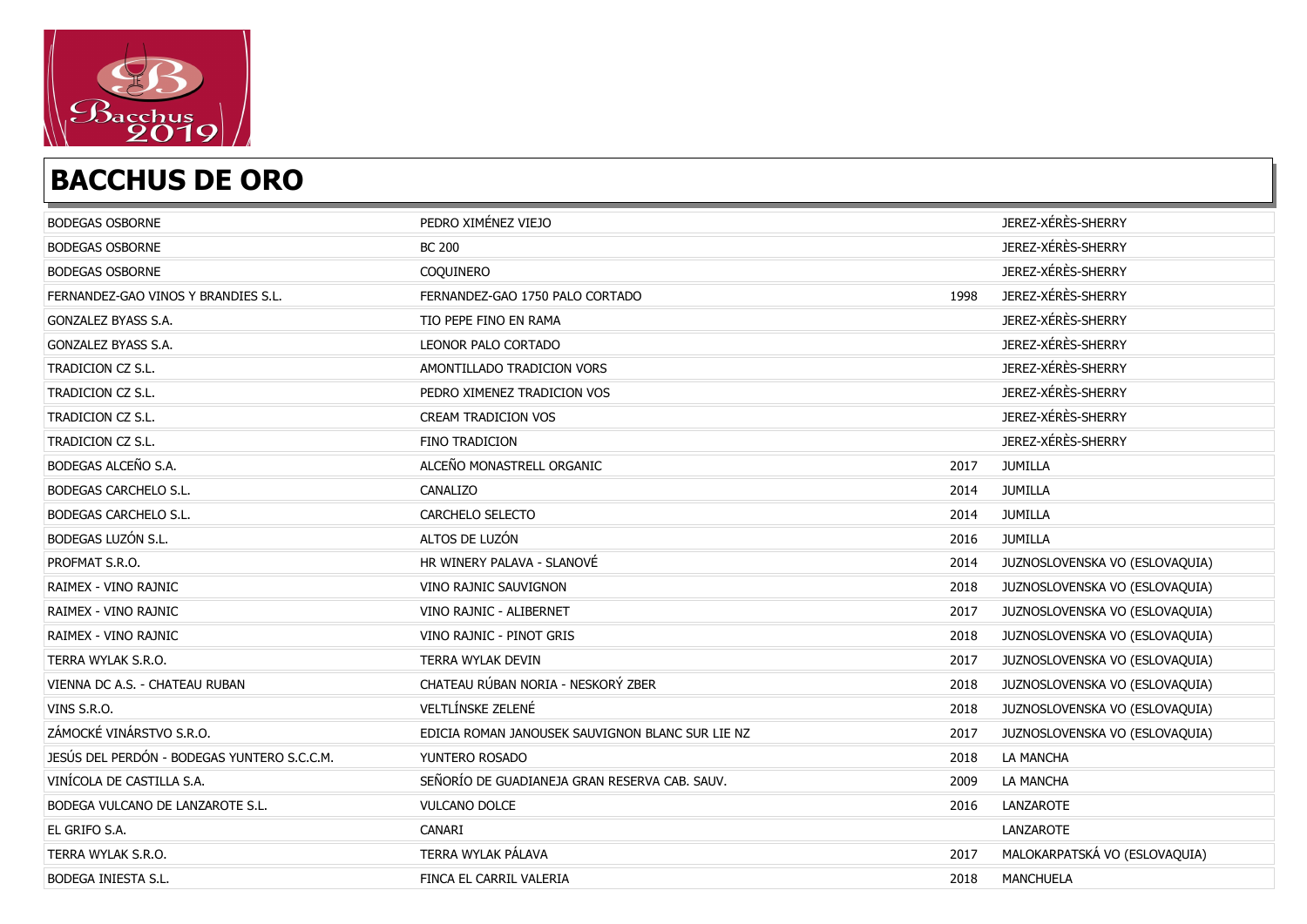## BACCHUS DE ORO

| | | | |
|---|---|---|---|
| BODEGAS OSBORNE | PEDRO XIMÉNEZ VIEJO | | JEREZ-XÉRÈS-SHERRY |
| BODEGAS OSBORNE | BC 200 | | JEREZ-XÉRÈS-SHERRY |
| BODEGAS OSBORNE | COQUINERO | | JEREZ-XÉRÈS-SHERRY |
| FERNANDEZ-GAO VINOS Y BRANDIES S.L. | FERNANDEZ-GAO 1750 PALO CORTADO | 1998 | JEREZ-XÉRÈS-SHERRY |
| GONZALEZ BYASS S.A. | TIO PEPE FINO EN RAMA | | JEREZ-XÉRÈS-SHERRY |
| GONZALEZ BYASS S.A. | LEONOR PALO CORTADO | | JEREZ-XÉRÈS-SHERRY |
| TRADICION CZ S.L. | AMONTILLADO TRADICION VORS | | JEREZ-XÉRÈS-SHERRY |
| TRADICION CZ S.L. | PEDRO XIMENEZ TRADICION VOS | | JEREZ-XÉRÈS-SHERRY |
| TRADICION CZ S.L. | CREAM TRADICION VOS | | JEREZ-XÉRÈS-SHERRY |
| TRADICION CZ S.L. | FINO TRADICION | | JEREZ-XÉRÈS-SHERRY |
| BODEGAS ALCEÑO S.A. | ALCEÑO MONASTRELL ORGANIC | 2017 | JUMILLA |
| BODEGAS CARCHELO S.L. | CANALIZO | 2014 | JUMILLA |
| BODEGAS CARCHELO S.L. | CARCHELO SELECTO | 2014 | JUMILLA |
| BODEGAS LUZÓN S.L. | ALTOS DE LUZÓN | 2016 | JUMILLA |
| PROFMAT S.R.O. | HR WINERY PALAVA - SLANOVÉ | 2014 | JUZNOSLOVENSKA VO (ESLOVAQUIA) |
| RAIMEX - VINO RAJNIC | VINO RAJNIC SAUVIGNON | 2018 | JUZNOSLOVENSKA VO (ESLOVAQUIA) |
| RAIMEX - VINO RAJNIC | VINO RAJNIC - ALIBERNET | 2017 | JUZNOSLOVENSKA VO (ESLOVAQUIA) |
| RAIMEX - VINO RAJNIC | VINO RAJNIC - PINOT GRIS | 2018 | JUZNOSLOVENSKA VO (ESLOVAQUIA) |
| TERRA WYLAK S.R.O. | TERRA WYLAK DEVIN | 2017 | JUZNOSLOVENSKA VO (ESLOVAQUIA) |
| VIENNA DC A.S. - CHATEAU RUBAN | CHATEAU RÚBAN NORIA - NESKORÝ ZBER | 2018 | JUZNOSLOVENSKA VO (ESLOVAQUIA) |
| VINS S.R.O. | VELTLÍNSKE ZELENÉ | 2018 | JUZNOSLOVENSKA VO (ESLOVAQUIA) |
| ZÁMOCKÉ VINÁRSTVO S.R.O. | EDICIA ROMAN JANOUSEK SAUVIGNON BLANC SUR LIE NZ | 2017 | JUZNOSLOVENSKA VO (ESLOVAQUIA) |
| JESÚS DEL PERDÓN - BODEGAS YUNTERO S.C.C.M. | YUNTERO ROSADO | 2018 | LA MANCHA |
| VINÍCOLA DE CASTILLA S.A. | SEÑORÍO DE GUADIANEJA GRAN RESERVA CAB. SAUV. | 2009 | LA MANCHA |
| BODEGA VULCANO DE LANZAROTE S.L. | VULCANO DOLCE | 2016 | LANZAROTE |
| EL GRIFO S.A. | CANARI | | LANZAROTE |
| TERRA WYLAK S.R.O. | TERRA WYLAK PÁLAVA | 2017 | MALOKARPATSKÁ VO (ESLOVAQUIA) |
| BODEGA INIESTA S.L. | FINCA EL CARRIL VALERIA | 2018 | MANCHUELA |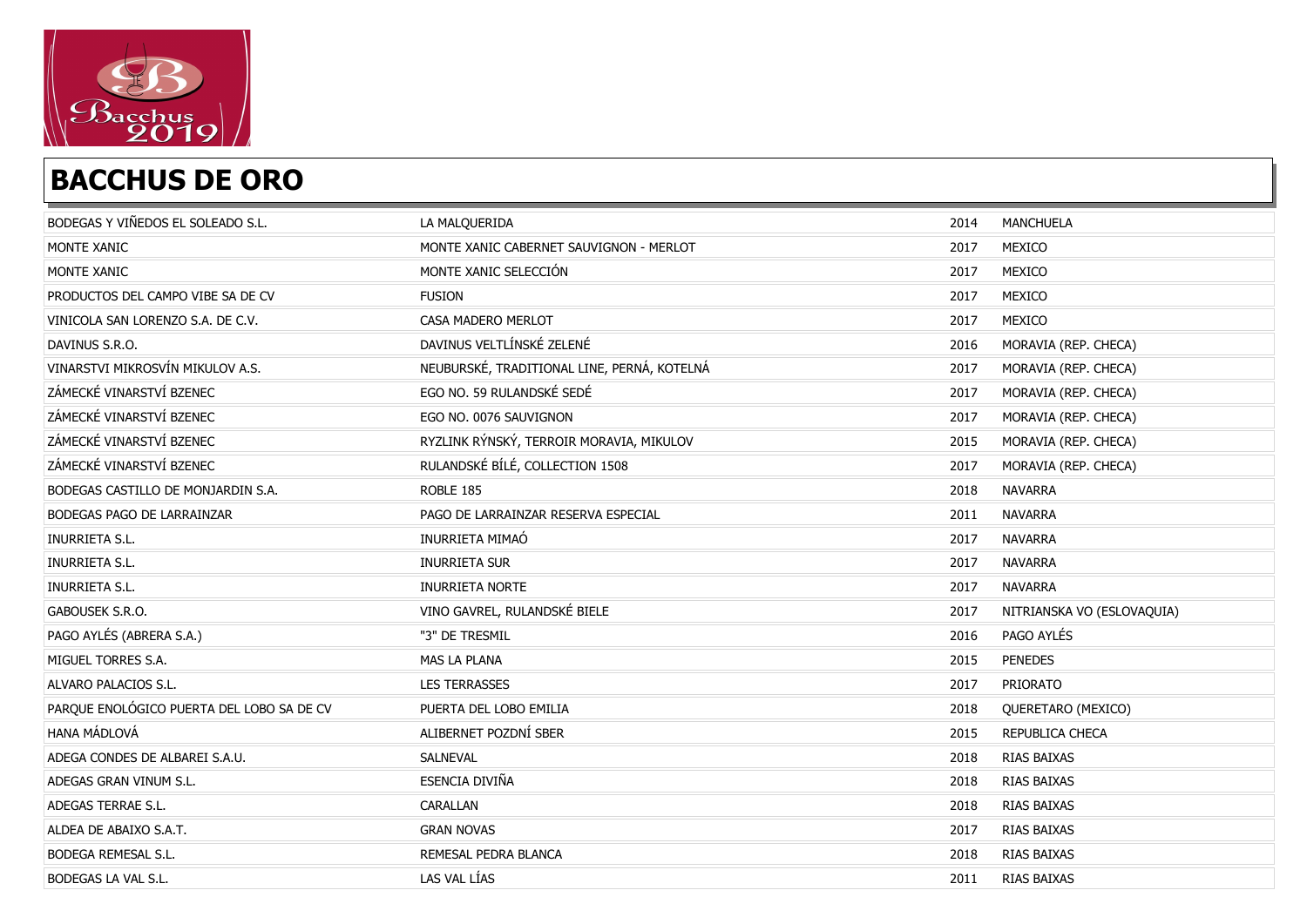# BACCHUS DE ORO

| | | | |
|---|---|---|---|
| BODEGAS Y VIÑEDOS EL SOLEADO S.L. | LA MALQUERIDA | 2014 | MANCHUELA |
| MONTE XANIC | MONTE XANIC CABERNET SAUVIGNON - MERLOT | 2017 | MEXICO |
| MONTE XANIC | MONTE XANIC SELECCIÓN | 2017 | MEXICO |
| PRODUCTOS DEL CAMPO VIBE SA DE CV | FUSION | 2017 | MEXICO |
| VINICOLA SAN LORENZO S.A. DE C.V. | CASA MADERO MERLOT | 2017 | MEXICO |
| DAVINUS S.R.O. | DAVINUS VELTLÍNSKÉ ZELENÉ | 2016 | MORAVIA (REP. CHECA) |
| VINARSTVI MIKROSVÍN MIKULOV A.S. | NEUBURSKÉ, TRADITIONAL LINE, PERNÁ, KOTELNÁ | 2017 | MORAVIA (REP. CHECA) |
| ZÁMECKÉ VINARSTVÍ BZENEC | EGO NO. 59 RULANDSKÉ SEDÉ | 2017 | MORAVIA (REP. CHECA) |
| ZÁMECKÉ VINARSTVÍ BZENEC | EGO NO. 0076 SAUVIGNON | 2017 | MORAVIA (REP. CHECA) |
| ZÁMECKÉ VINARSTVÍ BZENEC | RYZLINK RÝNSKÝ, TERROIR MORAVIA, MIKULOV | 2015 | MORAVIA (REP. CHECA) |
| ZÁMECKÉ VINARSTVÍ BZENEC | RULANDSKÉ BÍLÉ, COLLECTION 1508 | 2017 | MORAVIA (REP. CHECA) |
| BODEGAS CASTILLO DE MONJARDIN S.A. | ROBLE 185 | 2018 | NAVARRA |
| BODEGAS PAGO DE LARRAINZAR | PAGO DE LARRAINZAR RESERVA ESPECIAL | 2011 | NAVARRA |
| INURRIETA S.L. | INURRIETA MIMAÓ | 2017 | NAVARRA |
| INURRIETA S.L. | INURRIETA SUR | 2017 | NAVARRA |
| INURRIETA S.L. | INURRIETA NORTE | 2017 | NAVARRA |
| GABOUSEK S.R.O. | VINO GAVREL, RULANDSKÉ BIELE | 2017 | NITRIANSKA VO (ESLOVAQUIA) |
| PAGO AYLÉS (ABRERA S.A.) | "3" DE TRESMIL | 2016 | PAGO AYLÉS |
| MIGUEL TORRES S.A. | MAS LA PLANA | 2015 | PENEDES |
| ALVARO PALACIOS S.L. | LES TERRASSES | 2017 | PRIORATO |
| PARQUE ENOLÓGICO PUERTA DEL LOBO SA DE CV | PUERTA DEL LOBO EMILIA | 2018 | QUERETARO (MEXICO) |
| HANA MÁDLOVÁ | ALIBERNET POZDNÍ SBER | 2015 | REPUBLICA CHECA |
| ADEGA CONDES DE ALBAREI S.A.U. | SALNEVAL | 2018 | RIAS BAIXAS |
| ADEGAS GRAN VINUM S.L. | ESENCIA DIVIÑA | 2018 | RIAS BAIXAS |
| ADEGAS TERRAE S.L. | CARALLAN | 2018 | RIAS BAIXAS |
| ALDEA DE ABAIXO S.A.T. | GRAN NOVAS | 2017 | RIAS BAIXAS |
| BODEGA REMESAL S.L. | REMESAL PEDRA BLANCA | 2018 | RIAS BAIXAS |
| BODEGAS LA VAL S.L. | LAS VAL LÍAS | 2011 | RIAS BAIXAS |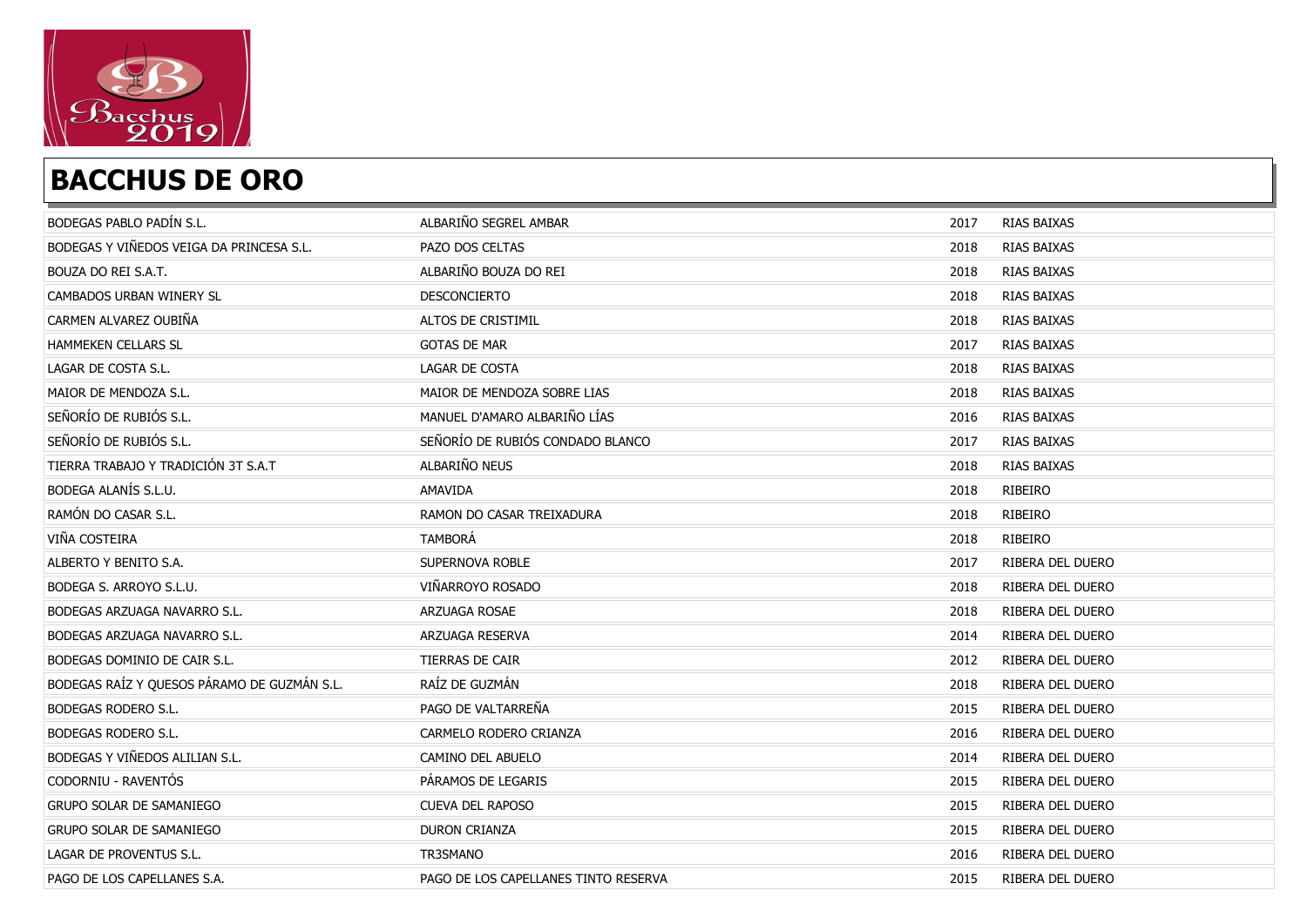# BACCHUS DE ORO

| | | | |
|---|---|---|---|
| BODEGAS PABLO PADÍN S.L. | ALBARIÑO SEGREL AMBAR | 2017 | RIAS BAIXAS |
| BODEGAS Y VIÑEDOS VEIGA DA PRINCESA S.L. | PAZO DOS CELTAS | 2018 | RIAS BAIXAS |
| BOUZA DO REI S.A.T. | ALBARIÑO BOUZA DO REI | 2018 | RIAS BAIXAS |
| CAMBADOS URBAN WINERY SL | DESCONCIERTO | 2018 | RIAS BAIXAS |
| CARMEN ALVAREZ OUBIÑA | ALTOS DE CRISTIMIL | 2018 | RIAS BAIXAS |
| HAMMEKEN CELLARS SL | GOTAS DE MAR | 2017 | RIAS BAIXAS |
| LAGAR DE COSTA S.L. | LAGAR DE COSTA | 2018 | RIAS BAIXAS |
| MAIOR DE MENDOZA S.L. | MAIOR DE MENDOZA SOBRE LIAS | 2018 | RIAS BAIXAS |
| SEÑORÍO DE RUBIÓS S.L. | MANUEL D'AMARO ALBARIÑO LÍAS | 2016 | RIAS BAIXAS |
| SEÑORÍO DE RUBIÓS S.L. | SEÑORÍO DE RUBIÓS CONDADO BLANCO | 2017 | RIAS BAIXAS |
| TIERRA TRABAJO Y TRADICIÓN 3T S.A.T | ALBARIÑO NEUS | 2018 | RIAS BAIXAS |
| BODEGA ALANÍS S.L.U. | AMAVIDA | 2018 | RIBEIRO |
| RAMÓN DO CASAR S.L. | RAMON DO CASAR TREIXADURA | 2018 | RIBEIRO |
| VIÑA COSTEIRA | TAMBORÁ | 2018 | RIBEIRO |
| ALBERTO Y BENITO S.A. | SUPERNOVA ROBLE | 2017 | RIBERA DEL DUERO |
| BODEGA S. ARROYO S.L.U. | VIÑARROYO ROSADO | 2018 | RIBERA DEL DUERO |
| BODEGAS ARZUAGA NAVARRO S.L. | ARZUAGA ROSAE | 2018 | RIBERA DEL DUERO |
| BODEGAS ARZUAGA NAVARRO S.L. | ARZUAGA RESERVA | 2014 | RIBERA DEL DUERO |
| BODEGAS DOMINIO DE CAIR S.L. | TIERRAS DE CAIR | 2012 | RIBERA DEL DUERO |
| BODEGAS RAÍZ Y QUESOS PÁRAMO DE GUZMÁN S.L. | RAÍZ DE GUZMÁN | 2018 | RIBERA DEL DUERO |
| BODEGAS RODERO S.L. | PAGO DE VALTARREÑA | 2015 | RIBERA DEL DUERO |
| BODEGAS RODERO S.L. | CARMELO RODERO CRIANZA | 2016 | RIBERA DEL DUERO |
| BODEGAS Y VIÑEDOS ALILIAN S.L. | CAMINO DEL ABUELO | 2014 | RIBERA DEL DUERO |
| CODORNIU - RAVENTÓS | PÁRAMOS DE LEGARIS | 2015 | RIBERA DEL DUERO |
| GRUPO SOLAR DE SAMANIEGO | CUEVA DEL RAPOSO | 2015 | RIBERA DEL DUERO |
| GRUPO SOLAR DE SAMANIEGO | DURON CRIANZA | 2015 | RIBERA DEL DUERO |
| LAGAR DE PROVENTUS S.L. | TR3SMANO | 2016 | RIBERA DEL DUERO |
| PAGO DE LOS CAPELLANES S.A. | PAGO DE LOS CAPELLANES TINTO RESERVA | 2015 | RIBERA DEL DUERO |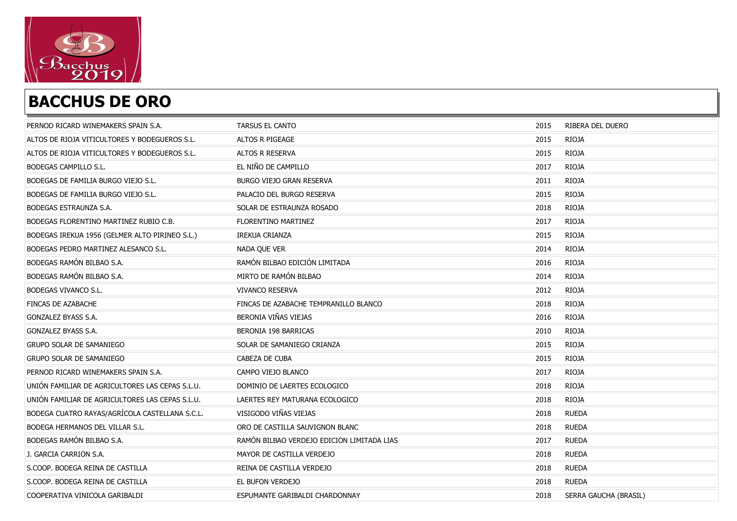# BACCHUS DE ORO

| | | | |
|---|---|---|---|
| PERNOD RICARD WINEMAKERS SPAIN S.A. | TARSUS EL CANTO | 2015 | RIBERA DEL DUERO |
| ALTOS DE RIOJA VITICULTORES Y BODEGUEROS S.L. | ALTOS R PIGEAGE | 2015 | RIOJA |
| ALTOS DE RIOJA VITICULTORES Y BODEGUEROS S.L. | ALTOS R RESERVA | 2015 | RIOJA |
| BODEGAS CAMPILLO S.L. | EL NIÑO DE CAMPILLO | 2017 | RIOJA |
| BODEGAS DE FAMILIA BURGO VIEJO S.L. | BURGO VIEJO GRAN RESERVA | 2011 | RIOJA |
| BODEGAS DE FAMILIA BURGO VIEJO S.L. | PALACIO DEL BURGO RESERVA | 2015 | RIOJA |
| BODEGAS ESTRAUNZA S.A. | SOLAR DE ESTRAUNZA ROSADO | 2018 | RIOJA |
| BODEGAS FLORENTINO MARTINEZ RUBIO C.B. | FLORENTINO MARTINEZ | 2017 | RIOJA |
| BODEGAS IREKUA 1956 (GELMER ALTO PIRINEO S.L.) | IREKUA CRIANZA | 2015 | RIOJA |
| BODEGAS PEDRO MARTINEZ ALESANCO S.L. | NADA QUE VER | 2014 | RIOJA |
| BODEGAS RAMÓN BILBAO S.A. | RAMÓN BILBAO EDICIÓN LIMITADA | 2016 | RIOJA |
| BODEGAS RAMÓN BILBAO S.A. | MIRTO DE RAMÓN BILBAO | 2014 | RIOJA |
| BODEGAS VIVANCO S.L. | VIVANCO RESERVA | 2012 | RIOJA |
| FINCAS DE AZABACHE | FINCAS DE AZABACHE TEMPRANILLO BLANCO | 2018 | RIOJA |
| GONZALEZ BYASS S.A. | BERONIA VIÑAS VIEJAS | 2016 | RIOJA |
| GONZALEZ BYASS S.A. | BERONIA 198 BARRICAS | 2010 | RIOJA |
| GRUPO SOLAR DE SAMANIEGO | SOLAR DE SAMANIEGO CRIANZA | 2015 | RIOJA |
| GRUPO SOLAR DE SAMANIEGO | CABEZA DE CUBA | 2015 | RIOJA |
| PERNOD RICARD WINEMAKERS SPAIN S.A. | CAMPO VIEJO BLANCO | 2017 | RIOJA |
| UNIÓN FAMILIAR DE AGRICULTORES LAS CEPAS S.L.U. | DOMINIO DE LAERTES ECOLOGICO | 2018 | RIOJA |
| UNIÓN FAMILIAR DE AGRICULTORES LAS CEPAS S.L.U. | LAERTES REY MATURANA ECOLOGICO | 2018 | RIOJA |
| BODEGA CUATRO RAYAS/AGRÍCOLA CASTELLANA S.C.L. | VISIGODO VIÑAS VIEJAS | 2018 | RUEDA |
| BODEGA HERMANOS DEL VILLAR S.L. | ORO DE CASTILLA SAUVIGNON BLANC | 2018 | RUEDA |
| BODEGAS RAMÓN BILBAO S.A. | RAMÓN BILBAO VERDEJO EDICION LIMITADA LIAS | 2017 | RUEDA |
| J. GARCIA CARRION S.A. | MAYOR DE CASTILLA VERDEJO | 2018 | RUEDA |
| S.COOP. BODEGA REINA DE CASTILLA | REINA DE CASTILLA VERDEJO | 2018 | RUEDA |
| S.COOP. BODEGA REINA DE CASTILLA | EL BUFON VERDEJO | 2018 | RUEDA |
| COOPERATIVA VINICOLA GARIBALDI | ESPUMANTE GARIBALDI CHARDONNAY | 2018 | SERRA GAUCHA (BRASIL) |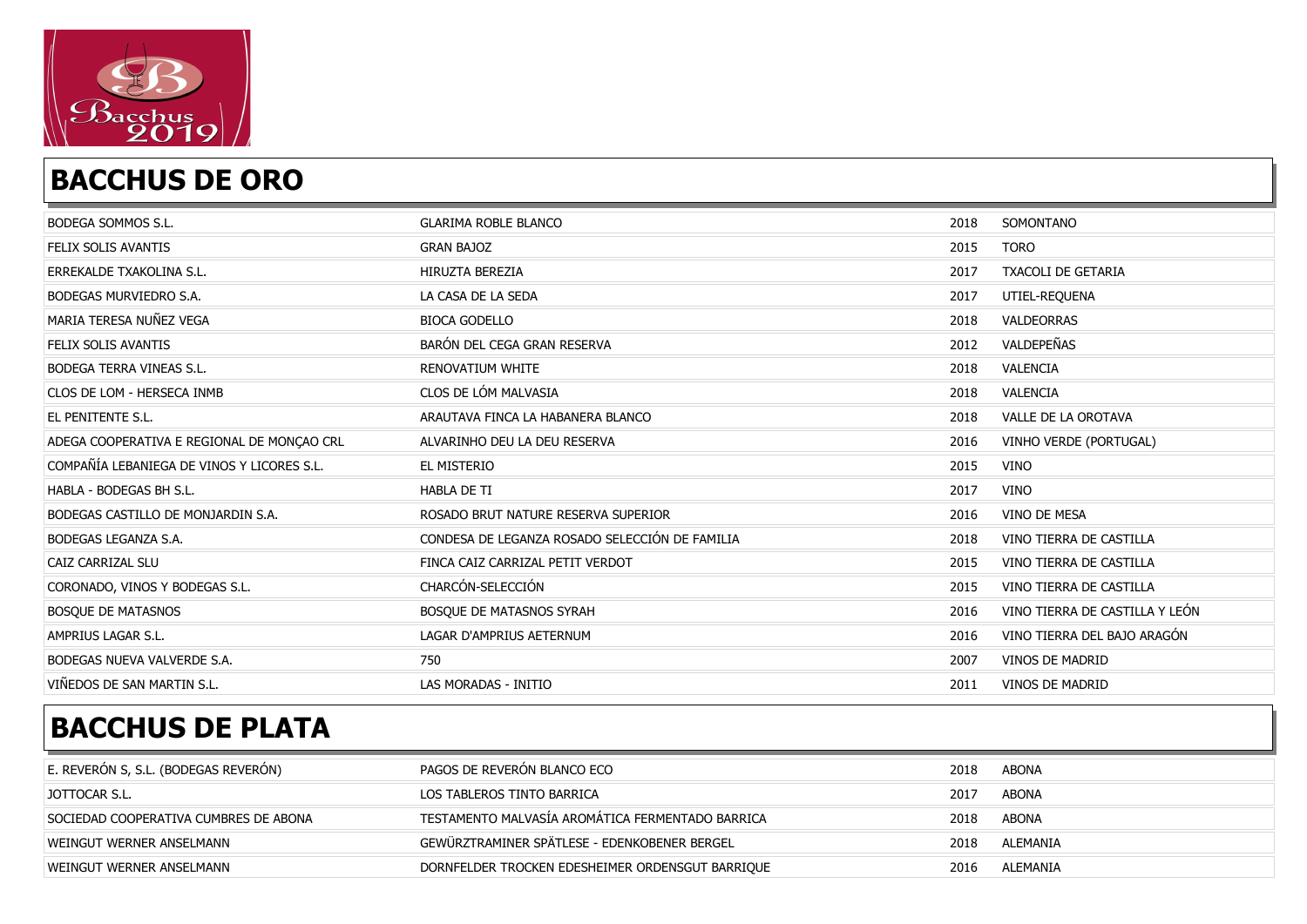## BACCHUS DE ORO

| | | | |
|---|---|---|---|
| BODEGA SOMMOS S.L. | GLARIMA ROBLE BLANCO | 2018 | SOMONTANO |
| FELIX SOLIS AVANTIS | GRAN BAJOZ | 2015 | TORO |
| ERREKALDE TXAKOLINA S.L. | HIRUZTA BEREZIA | 2017 | TXACOLI DE GETARIA |
| BODEGAS MURVIEDRO S.A. | LA CASA DE LA SEDA | 2017 | UTIEL-REQUENA |
| MARIA TERESA NUÑEZ VEGA | BIOCA GODELLO | 2018 | VALDEORRAS |
| FELIX SOLIS AVANTIS | BARÓN DEL CEGA GRAN RESERVA | 2012 | VALDEPEÑAS |
| BODEGA TERRA VINEAS S.L. | RENOVATIUM WHITE | 2018 | VALENCIA |
| CLOS DE LOM - HERSECA INMB | CLOS DE LÓM MALVASIA | 2018 | VALENCIA |
| EL PENITENTE S.L. | ARAUTAVA FINCA LA HABANERA BLANCO | 2018 | VALLE DE LA OROTAVA |
| ADEGA COOPERATIVA E REGIONAL DE MONÇAO CRL | ALVARINHO DEU LA DEU RESERVA | 2016 | VINHO VERDE (PORTUGAL) |
| COMPAÑÍA LEBANIEGA DE VINOS Y LICORES S.L. | EL MISTERIO | 2015 | VINO |
| HABLA - BODEGAS BH S.L. | HABLA DE TI | 2017 | VINO |
| BODEGAS CASTILLO DE MONJARDIN S.A. | ROSADO BRUT NATURE RESERVA SUPERIOR | 2016 | VINO DE MESA |
| BODEGAS LEGANZA S.A. | CONDESA DE LEGANZA ROSADO SELECCIÓN DE FAMILIA | 2018 | VINO TIERRA DE CASTILLA |
| CAIZ CARRIZAL SLU | FINCA CAIZ CARRIZAL PETIT VERDOT | 2015 | VINO TIERRA DE CASTILLA |
| CORONADO, VINOS Y BODEGAS S.L. | CHARCÓN-SELECCIÓN | 2015 | VINO TIERRA DE CASTILLA |
| BOSQUE DE MATASNOS | BOSQUE DE MATASNOS SYRAH | 2016 | VINO TIERRA DE CASTILLA Y LEÓN |
| AMPRIUS LAGAR S.L. | LAGAR D'AMPRIUS AETERNUM | 2016 | VINO TIERRA DEL BAJO ARAGÓN |
| BODEGAS NUEVA VALVERDE S.A. | 750 | 2007 | VINOS DE MADRID |
| VIÑEDOS DE SAN MARTIN S.L. | LAS MORADAS - INITIO | 2011 | VINOS DE MADRID |

## BACCHUS DE PLATA

| | | | |
|---|---|---|---|
| E. REVERÓN S, S.L. (BODEGAS REVERÓN) | PAGOS DE REVERÓN BLANCO ECO | 2018 | ABONA |
| JOTTOCAR S.L. | LOS TABLEROS TINTO BARRICA | 2017 | ABONA |
| SOCIEDAD COOPERATIVA CUMBRES DE ABONA | TESTAMENTO MALVASÍA AROMÁTICA FERMENTADO BARRICA | 2018 | ABONA |
| WEINGUT WERNER ANSELMANN | GEWÜRZTRAMINER SPÄTLESE - EDENKOBENER BERGEL | 2018 | ALEMANIA |
| WEINGUT WERNER ANSELMANN | DORNFELDER TROCKEN EDESHEIMER ORDENSGUT BARRIQUE | 2016 | ALEMANIA |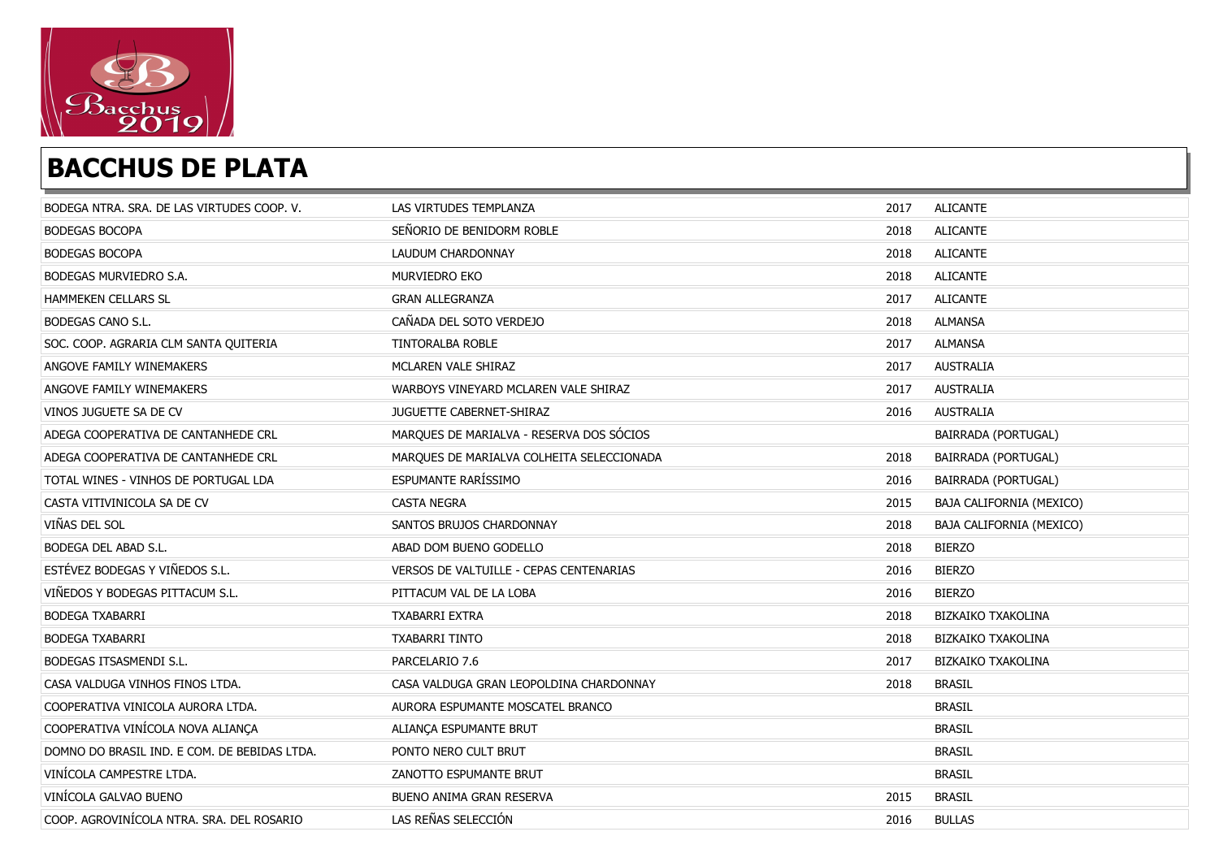# BACCHUS DE PLATA

| | | | |
|---|---|---|---|
| BODEGA NTRA. SRA. DE LAS VIRTUDES COOP. V. | LAS VIRTUDES TEMPLANZA | 2017 | ALICANTE |
| BODEGAS BOCOPA | SEÑORIO DE BENIDORM ROBLE | 2018 | ALICANTE |
| BODEGAS BOCOPA | LAUDUM CHARDONNAY | 2018 | ALICANTE |
| BODEGAS MURVIEDRO S.A. | MURVIEDRO EKO | 2018 | ALICANTE |
| HAMMEKEN CELLARS SL | GRAN ALLEGRANZA | 2017 | ALICANTE |
| BODEGAS CANO S.L. | CAÑADA DEL SOTO VERDEJO | 2018 | ALMANSA |
| SOC. COOP. AGRARIA CLM SANTA QUITERIA | TINTORALBA ROBLE | 2017 | ALMANSA |
| ANGOVE FAMILY WINEMAKERS | MCLAREN VALE SHIRAZ | 2017 | AUSTRALIA |
| ANGOVE FAMILY WINEMAKERS | WARBOYS VINEYARD MCLAREN VALE SHIRAZ | 2017 | AUSTRALIA |
| VINOS JUGUETE SA DE CV | JUGUETTE CABERNET-SHIRAZ | 2016 | AUSTRALIA |
| ADEGA COOPERATIVA DE CANTANHEDE CRL | MARQUES DE MARIALVA - RESERVA DOS SÓCIOS | | BAIRRADA (PORTUGAL) |
| ADEGA COOPERATIVA DE CANTANHEDE CRL | MARQUES DE MARIALVA COLHEITA SELECCIONADA | 2018 | BAIRRADA (PORTUGAL) |
| TOTAL WINES - VINHOS DE PORTUGAL LDA | ESPUMANTE RARÍSSIMO | 2016 | BAIRRADA (PORTUGAL) |
| CASTA VITIVINICOLA SA DE CV | CASTA NEGRA | 2015 | BAJA CALIFORNIA (MEXICO) |
| VIÑAS DEL SOL | SANTOS BRUJOS CHARDONNAY | 2018 | BAJA CALIFORNIA (MEXICO) |
| BODEGA DEL ABAD S.L. | ABAD DOM BUENO GODELLO | 2018 | BIERZO |
| ESTÉVEZ BODEGAS Y VIÑEDOS S.L. | VERSOS DE VALTUILLE - CEPAS CENTENARIAS | 2016 | BIERZO |
| VIÑEDOS Y BODEGAS PITTACUM S.L. | PITTACUM VAL DE LA LOBA | 2016 | BIERZO |
| BODEGA TXABARRI | TXABARRI EXTRA | 2018 | BIZKAIKO TXAKOLINA |
| BODEGA TXABARRI | TXABARRI TINTO | 2018 | BIZKAIKO TXAKOLINA |
| BODEGAS ITSASMENDI S.L. | PARCELARIO 7.6 | 2017 | BIZKAIKO TXAKOLINA |
| CASA VALDUGA VINHOS FINOS LTDA. | CASA VALDUGA GRAN LEOPOLDINA CHARDONNAY | 2018 | BRASIL |
| COOPERATIVA VINICOLA AURORA LTDA. | AURORA ESPUMANTE MOSCATEL BRANCO | | BRASIL |
| COOPERATIVA VINÍCOLA NOVA ALIANÇA | ALIANÇA ESPUMANTE BRUT | | BRASIL |
| DOMNO DO BRASIL IND. E COM. DE BEBIDAS LTDA. | PONTO NERO CULT BRUT | | BRASIL |
| VINÍCOLA CAMPESTRE LTDA. | ZANOTTO ESPUMANTE BRUT | | BRASIL |
| VINÍCOLA GALVAO BUENO | BUENO ANIMA GRAN RESERVA | 2015 | BRASIL |
| COOP. AGROVINÍCOLA NTRA. SRA. DEL ROSARIO | LAS REÑAS SELECCIÓN | 2016 | BULLAS |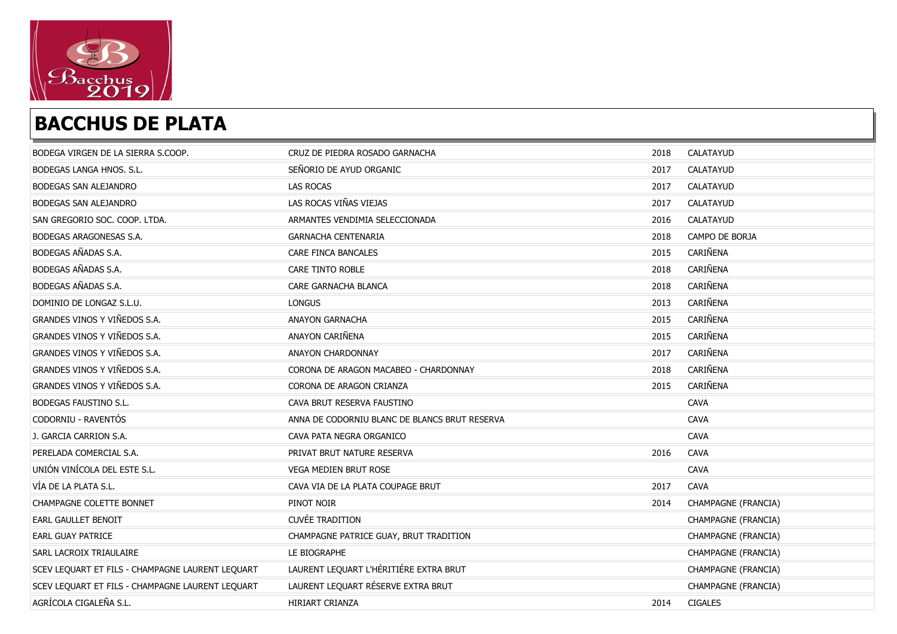## BACCHUS DE PLATA

| | | | |
|---|---|---|---|
| BODEGA VIRGEN DE LA SIERRA S.COOP. | CRUZ DE PIEDRA ROSADO GARNACHA | 2018 | CALATAYUD |
| BODEGAS LANGA HNOS. S.L. | SEÑORIO DE AYUD ORGANIC | 2017 | CALATAYUD |
| BODEGAS SAN ALEJANDRO | LAS ROCAS | 2017 | CALATAYUD |
| BODEGAS SAN ALEJANDRO | LAS ROCAS VIÑAS VIEJAS | 2017 | CALATAYUD |
| SAN GREGORIO SOC. COOP. LTDA. | ARMANTES VENDIMIA SELECCIONADA | 2016 | CALATAYUD |
| BODEGAS ARAGONESAS S.A. | GARNACHA CENTENARIA | 2018 | CAMPO DE BORJA |
| BODEGAS AÑADAS S.A. | CARE FINCA BANCALES | 2015 | CARIÑENA |
| BODEGAS AÑADAS S.A. | CARE TINTO ROBLE | 2018 | CARIÑENA |
| BODEGAS AÑADAS S.A. | CARE GARNACHA BLANCA | 2018 | CARIÑENA |
| DOMINIO DE LONGAZ S.L.U. | LONGUS | 2013 | CARIÑENA |
| GRANDES VINOS Y VIÑEDOS S.A. | ANAYON GARNACHA | 2015 | CARIÑENA |
| GRANDES VINOS Y VIÑEDOS S.A. | ANAYON CARIÑENA | 2015 | CARIÑENA |
| GRANDES VINOS Y VIÑEDOS S.A. | ANAYON CHARDONNAY | 2017 | CARIÑENA |
| GRANDES VINOS Y VIÑEDOS S.A. | CORONA DE ARAGON MACABEO - CHARDONNAY | 2018 | CARIÑENA |
| GRANDES VINOS Y VIÑEDOS S.A. | CORONA DE ARAGON CRIANZA | 2015 | CARIÑENA |
| BODEGAS FAUSTINO S.L. | CAVA BRUT RESERVA FAUSTINO | | CAVA |
| CODORNIU - RAVENTÓS | ANNA DE CODORNIU BLANC DE BLANCS BRUT RESERVA | | CAVA |
| J. GARCIA CARRION S.A. | CAVA PATA NEGRA ORGANICO | | CAVA |
| PERELADA COMERCIAL S.A. | PRIVAT BRUT NATURE RESERVA | 2016 | CAVA |
| UNIÓN VINÍCOLA DEL ESTE S.L. | VEGA MEDIEN BRUT ROSE | | CAVA |
| VÍA DE LA PLATA S.L. | CAVA VIA DE LA PLATA COUPAGE BRUT | 2017 | CAVA |
| CHAMPAGNE COLETTE BONNET | PINOT NOIR | 2014 | CHAMPAGNE (FRANCIA) |
| EARL GAULLET BENOIT | CUVÉE TRADITION | | CHAMPAGNE (FRANCIA) |
| EARL GUAY PATRICE | CHAMPAGNE PATRICE GUAY, BRUT TRADITION | | CHAMPAGNE (FRANCIA) |
| SARL LACROIX TRIAULAIRE | LE BIOGRAPHE | | CHAMPAGNE (FRANCIA) |
| SCEV LEQUART ET FILS - CHAMPAGNE LAURENT LEQUART | LAURENT LEQUART L'HÉRITIÉRE EXTRA BRUT | | CHAMPAGNE (FRANCIA) |
| SCEV LEQUART ET FILS - CHAMPAGNE LAURENT LEQUART | LAURENT LEQUART RÉSERVE EXTRA BRUT | | CHAMPAGNE (FRANCIA) |
| AGRÍCOLA CIGALEÑA S.L. | HIRIART CRIANZA | 2014 | CIGALES |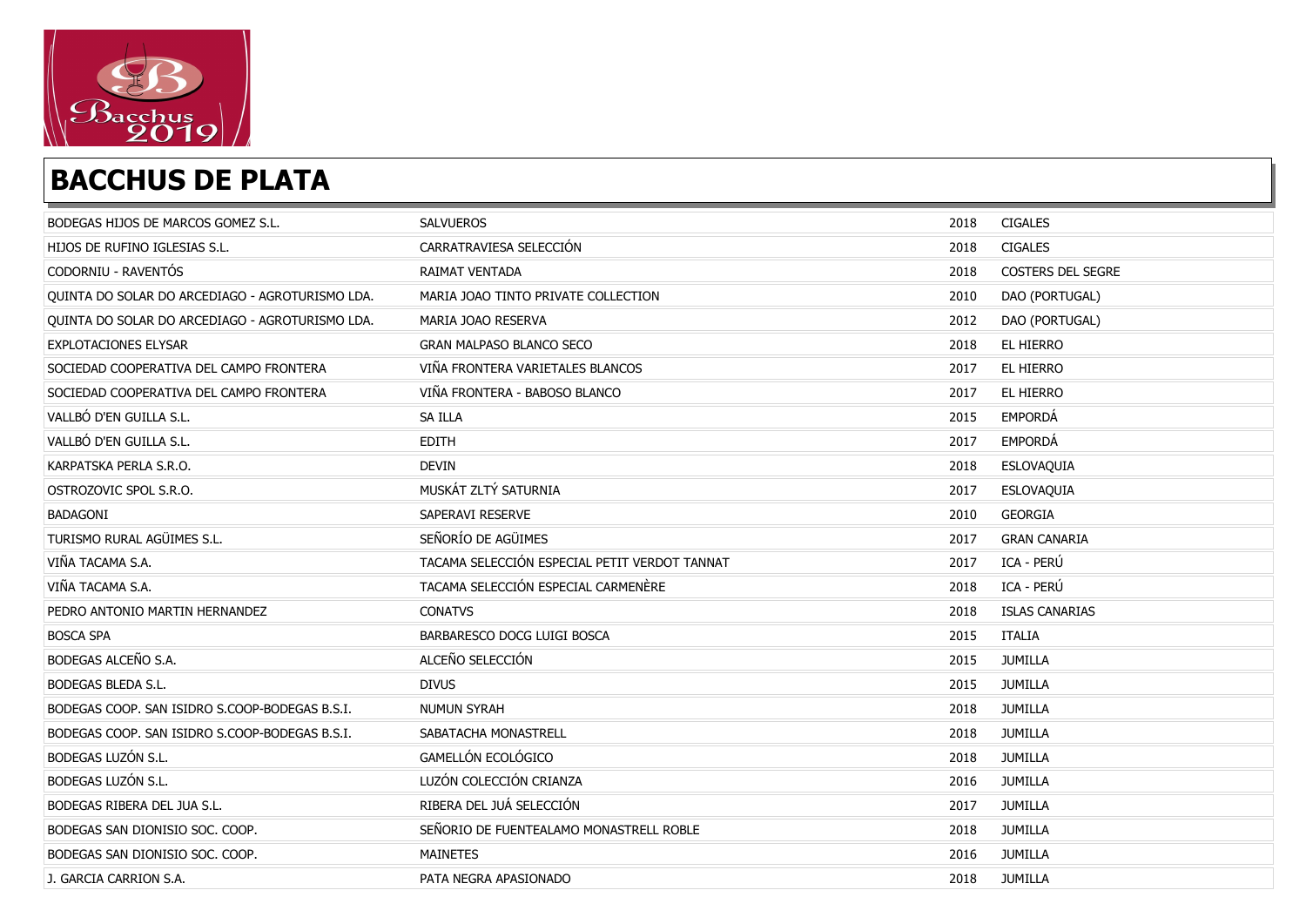## BACCHUS DE PLATA

| | | | |
|---|---|---|---|
| BODEGAS HIJOS DE MARCOS GOMEZ S.L. | SALVUEROS | 2018 | CIGALES |
| HIJOS DE RUFINO IGLESIAS S.L. | CARRATRAVIESA SELECCIÓN | 2018 | CIGALES |
| CODORNIU - RAVENTÓS | RAIMAT VENTADA | 2018 | COSTERS DEL SEGRE |
| QUINTA DO SOLAR DO ARCEDIAGO - AGROTURISMO LDA. | MARIA JOAO TINTO PRIVATE COLLECTION | 2010 | DAO (PORTUGAL) |
| QUINTA DO SOLAR DO ARCEDIAGO - AGROTURISMO LDA. | MARIA JOAO RESERVA | 2012 | DAO (PORTUGAL) |
| EXPLOTACIONES ELYSAR | GRAN MALPASO BLANCO SECO | 2018 | EL HIERRO |
| SOCIEDAD COOPERATIVA DEL CAMPO FRONTERA | VIÑA FRONTERA VARIETALES BLANCOS | 2017 | EL HIERRO |
| SOCIEDAD COOPERATIVA DEL CAMPO FRONTERA | VIÑA FRONTERA - BABOSO BLANCO | 2017 | EL HIERRO |
| VALLBÓ D'EN GUILLA S.L. | SA ILLA | 2015 | EMPORDÁ |
| VALLBÓ D'EN GUILLA S.L. | EDITH | 2017 | EMPORDÁ |
| KARPATSKA PERLA S.R.O. | DEVIN | 2018 | ESLOVAQUIA |
| OSTROZOVIC SPOL S.R.O. | MUSKÁT ZLTÝ SATURNIA | 2017 | ESLOVAQUIA |
| BADAGONI | SAPERAVI RESERVE | 2010 | GEORGIA |
| TURISMO RURAL AGÜIMES S.L. | SEÑORÍO DE AGÜIMES | 2017 | GRAN CANARIA |
| VIÑA TACAMA S.A. | TACAMA SELECCIÓN ESPECIAL PETIT VERDOT TANNAT | 2017 | ICA - PERÚ |
| VIÑA TACAMA S.A. | TACAMA SELECCIÓN ESPECIAL CARMENÈRE | 2018 | ICA - PERÚ |
| PEDRO ANTONIO MARTIN HERNANDEZ | CONATVS | 2018 | ISLAS CANARIAS |
| BOSCA SPA | BARBARESCO DOCG LUIGI BOSCA | 2015 | ITALIA |
| BODEGAS ALCEÑO S.A. | ALCEÑO SELECCIÓN | 2015 | JUMILLA |
| BODEGAS BLEDA S.L. | DIVUS | 2015 | JUMILLA |
| BODEGAS COOP. SAN ISIDRO S.COOP-BODEGAS B.S.I. | NUMUN SYRAH | 2018 | JUMILLA |
| BODEGAS COOP. SAN ISIDRO S.COOP-BODEGAS B.S.I. | SABATACHA MONASTRELL | 2018 | JUMILLA |
| BODEGAS LUZÓN S.L. | GAMELLÓN ECOLÓGICO | 2018 | JUMILLA |
| BODEGAS LUZÓN S.L. | LUZÓN COLECCIÓN CRIANZA | 2016 | JUMILLA |
| BODEGAS RIBERA DEL JUA S.L. | RIBERA DEL JUÁ SELECCIÓN | 2017 | JUMILLA |
| BODEGAS SAN DIONISIO SOC. COOP. | SEÑORIO DE FUENTEALAMO MONASTRELL ROBLE | 2018 | JUMILLA |
| BODEGAS SAN DIONISIO SOC. COOP. | MAINETES | 2016 | JUMILLA |
| J. GARCIA CARRION S.A. | PATA NEGRA APASIONADO | 2018 | JUMILLA |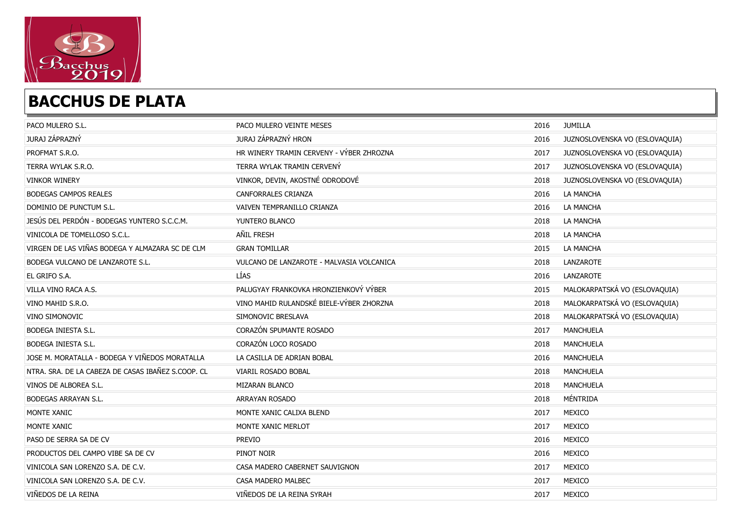# BACCHUS DE PLATA

| | | | |
|---|---|---|---|
| PACO MULERO S.L. | PACO MULERO VEINTE MESES | 2016 | JUMILLA |
| JURAJ ZÁPRAZNÝ | JURAJ ZÁPRAZNÝ HRON | 2016 | JUZNOSLOVENSKA VO (ESLOVAQUIA) |
| PROFMAT S.R.O. | HR WINERY TRAMIN CERVENY - VÝBER ZHROZNA | 2017 | JUZNOSLOVENSKA VO (ESLOVAQUIA) |
| TERRA WYLAK S.R.O. | TERRA WYLAK TRAMIN CERVENÝ | 2017 | JUZNOSLOVENSKA VO (ESLOVAQUIA) |
| VINKOR WINERY | VINKOR, DEVIN, AKOSTNÉ ODRODOVÉ | 2018 | JUZNOSLOVENSKA VO (ESLOVAQUIA) |
| BODEGAS CAMPOS REALES | CANFORRALES CRIANZA | 2016 | LA MANCHA |
| DOMINIO DE PUNCTUM S.L. | VAIVEN TEMPRANILLO CRIANZA | 2016 | LA MANCHA |
| JESÚS DEL PERDÓN - BODEGAS YUNTERO S.C.C.M. | YUNTERO BLANCO | 2018 | LA MANCHA |
| VINICOLA DE TOMELLOSO S.C.L. | AÑIL FRESH | 2018 | LA MANCHA |
| VIRGEN DE LAS VIÑAS BODEGA Y ALMAZARA SC DE CLM | GRAN TOMILLAR | 2015 | LA MANCHA |
| BODEGA VULCANO DE LANZAROTE S.L. | VULCANO DE LANZAROTE - MALVASIA VOLCANICA | 2018 | LANZAROTE |
| EL GRIFO S.A. | LÍAS | 2016 | LANZAROTE |
| VILLA VINO RACA A.S. | PALUGYAY FRANKOVKA HRONZIENKOVÝ VÝBER | 2015 | MALOKARPATSKÁ VO (ESLOVAQUIA) |
| VINO MAHID S.R.O. | VINO MAHID RULANDSKÉ BIELE-VÝBER ZHORZNA | 2018 | MALOKARPATSKÁ VO (ESLOVAQUIA) |
| VINO SIMONOVIC | SIMONOVIC BRESLAVA | 2018 | MALOKARPATSKÁ VO (ESLOVAQUIA) |
| BODEGA INIESTA S.L. | CORAZÓN SPUMANTE ROSADO | 2017 | MANCHUELA |
| BODEGA INIESTA S.L. | CORAZÓN LOCO ROSADO | 2018 | MANCHUELA |
| JOSE M. MORATALLA - BODEGA Y VIÑEDOS MORATALLA | LA CASILLA DE ADRIAN BOBAL | 2016 | MANCHUELA |
| NTRA. SRA. DE LA CABEZA DE CASAS IBAÑEZ S.COOP. CL | VIARIL ROSADO BOBAL | 2018 | MANCHUELA |
| VINOS DE ALBOREA S.L. | MIZARAN BLANCO | 2018 | MANCHUELA |
| BODEGAS ARRAYAN S.L. | ARRAYAN ROSADO | 2018 | MÉNTRIDA |
| MONTE XANIC | MONTE XANIC CALIXA BLEND | 2017 | MEXICO |
| MONTE XANIC | MONTE XANIC MERLOT | 2017 | MEXICO |
| PASO DE SERRA SA DE CV | PREVIO | 2016 | MEXICO |
| PRODUCTOS DEL CAMPO VIBE SA DE CV | PINOT NOIR | 2016 | MEXICO |
| VINICOLA SAN LORENZO S.A. DE C.V. | CASA MADERO CABERNET SAUVIGNON | 2017 | MEXICO |
| VINICOLA SAN LORENZO S.A. DE C.V. | CASA MADERO MALBEC | 2017 | MEXICO |
| VIÑEDOS DE LA REINA | VIÑEDOS DE LA REINA SYRAH | 2017 | MEXICO |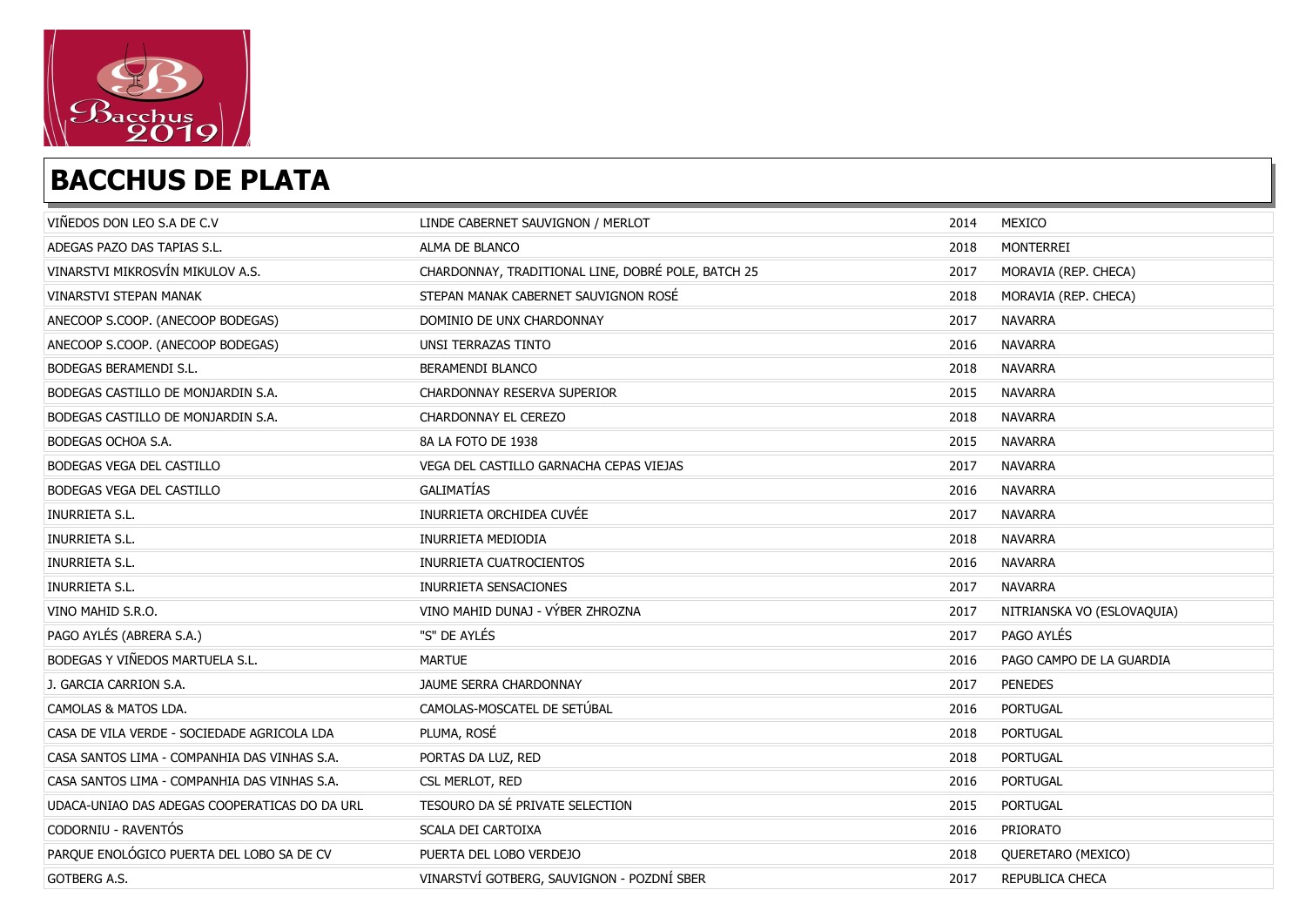## BACCHUS DE PLATA

| | | | |
|---|---|---|---|
| VIÑEDOS DON LEO S.A DE C.V | LINDE CABERNET SAUVIGNON / MERLOT | 2014 | MEXICO |
| ADEGAS PAZO DAS TAPIAS S.L. | ALMA DE BLANCO | 2018 | MONTERREI |
| VINARSTVI MIKROSVÍN MIKULOV A.S. | CHARDONNAY, TRADITIONAL LINE, DOBRÉ POLE, BATCH 25 | 2017 | MORAVIA (REP. CHECA) |
| VINARSTVI STEPAN MANAK | STEPAN MANAK CABERNET SAUVIGNON ROSÉ | 2018 | MORAVIA (REP. CHECA) |
| ANECOOP S.COOP. (ANECOOP BODEGAS) | DOMINIO DE UNX CHARDONNAY | 2017 | NAVARRA |
| ANECOOP S.COOP. (ANECOOP BODEGAS) | UNSI TERRAZAS TINTO | 2016 | NAVARRA |
| BODEGAS BERAMENDI S.L. | BERAMENDI BLANCO | 2018 | NAVARRA |
| BODEGAS CASTILLO DE MONJARDIN S.A. | CHARDONNAY RESERVA SUPERIOR | 2015 | NAVARRA |
| BODEGAS CASTILLO DE MONJARDIN S.A. | CHARDONNAY EL CEREZO | 2018 | NAVARRA |
| BODEGAS OCHOA S.A. | 8A LA FOTO DE 1938 | 2015 | NAVARRA |
| BODEGAS VEGA DEL CASTILLO | VEGA DEL CASTILLO GARNACHA CEPAS VIEJAS | 2017 | NAVARRA |
| BODEGAS VEGA DEL CASTILLO | GALIMATÍAS | 2016 | NAVARRA |
| INURRIETA S.L. | INURRIETA ORCHIDEA CUVÉE | 2017 | NAVARRA |
| INURRIETA S.L. | INURRIETA MEDIODIA | 2018 | NAVARRA |
| INURRIETA S.L. | INURRIETA CUATROCIENTOS | 2016 | NAVARRA |
| INURRIETA S.L. | INURRIETA SENSACIONES | 2017 | NAVARRA |
| VINO MAHID S.R.O. | VINO MAHID DUNAJ - VÝBER ZHROZNA | 2017 | NITRIANSKA VO (ESLOVAQUIA) |
| PAGO AYLÉS (ABRERA S.A.) | "S" DE AYLÉS | 2017 | PAGO AYLÉS |
| BODEGAS Y VIÑEDOS MARTUELA S.L. | MARTUE | 2016 | PAGO CAMPO DE LA GUARDIA |
| J. GARCIA CARRION S.A. | JAUME SERRA CHARDONNAY | 2017 | PENEDES |
| CAMOLAS & MATOS LDA. | CAMOLAS-MOSCATEL DE SETÚBAL | 2016 | PORTUGAL |
| CASA DE VILA VERDE - SOCIEDADE AGRICOLA LDA | PLUMA, ROSÉ | 2018 | PORTUGAL |
| CASA SANTOS LIMA - COMPANHIA DAS VINHAS S.A. | PORTAS DA LUZ, RED | 2018 | PORTUGAL |
| CASA SANTOS LIMA - COMPANHIA DAS VINHAS S.A. | CSL MERLOT, RED | 2016 | PORTUGAL |
| UDACA-UNIAO DAS ADEGAS COOPERATICAS DO DA URL | TESOURO DA SÉ PRIVATE SELECTION | 2015 | PORTUGAL |
| CODORNIU - RAVENTÓS | SCALA DEI CARTOIXA | 2016 | PRIORATO |
| PARQUE ENOLÓGICO PUERTA DEL LOBO SA DE CV | PUERTA DEL LOBO VERDEJO | 2018 | QUERETARO (MEXICO) |
| GOTBERG A.S. | VINARSTVÍ GOTBERG, SAUVIGNON - POZDNÍ SBER | 2017 | REPUBLICA CHECA |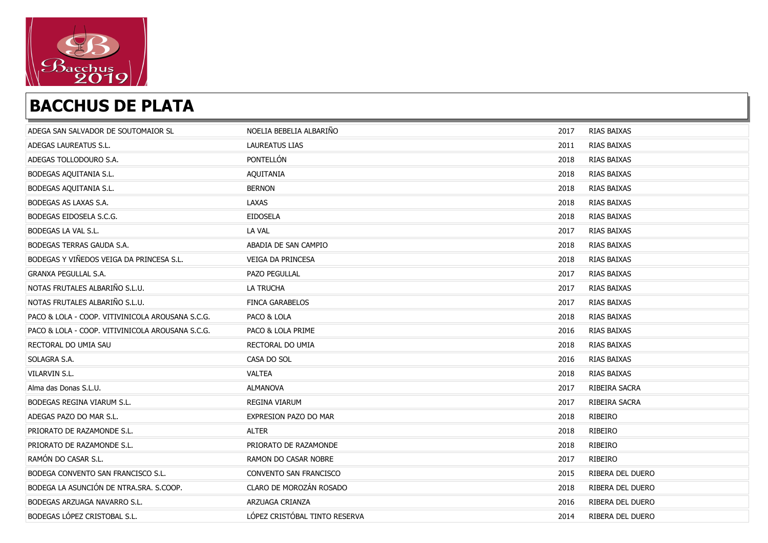## BACCHUS DE PLATA

| | | | |
|---|---|---|---|
| ADEGA SAN SALVADOR DE SOUTOMAIOR SL | NOELIA BEBELIA ALBARIÑO | 2017 | RIAS BAIXAS |
| ADEGAS LAUREATUS S.L. | LAUREATUS LIAS | 2011 | RIAS BAIXAS |
| ADEGAS TOLLODOURO S.A. | PONTELLÓN | 2018 | RIAS BAIXAS |
| BODEGAS AQUITANIA S.L. | AQUITANIA | 2018 | RIAS BAIXAS |
| BODEGAS AQUITANIA S.L. | BERNON | 2018 | RIAS BAIXAS |
| BODEGAS AS LAXAS S.A. | LAXAS | 2018 | RIAS BAIXAS |
| BODEGAS EIDOSELA S.C.G. | EIDOSELA | 2018 | RIAS BAIXAS |
| BODEGAS LA VAL S.L. | LA VAL | 2017 | RIAS BAIXAS |
| BODEGAS TERRAS GAUDA S.A. | ABADIA DE SAN CAMPIO | 2018 | RIAS BAIXAS |
| BODEGAS Y VIÑEDOS VEIGA DA PRINCESA S.L. | VEIGA DA PRINCESA | 2018 | RIAS BAIXAS |
| GRANXA PEGULLAL S.A. | PAZO PEGULLAL | 2017 | RIAS BAIXAS |
| NOTAS FRUTALES ALBARIÑO S.L.U. | LA TRUCHA | 2017 | RIAS BAIXAS |
| NOTAS FRUTALES ALBARIÑO S.L.U. | FINCA GARABELOS | 2017 | RIAS BAIXAS |
| PACO & LOLA - COOP. VITIVINICOLA AROUSANA S.C.G. | PACO & LOLA | 2018 | RIAS BAIXAS |
| PACO & LOLA - COOP. VITIVINICOLA AROUSANA S.C.G. | PACO & LOLA PRIME | 2016 | RIAS BAIXAS |
| RECTORAL DO UMIA SAU | RECTORAL DO UMIA | 2018 | RIAS BAIXAS |
| SOLAGRA S.A. | CASA DO SOL | 2016 | RIAS BAIXAS |
| VILARVIN S.L. | VALTEA | 2018 | RIAS BAIXAS |
| Alma das Donas S.L.U. | ALMANOVA | 2017 | RIBEIRA SACRA |
| BODEGAS REGINA VIARUM S.L. | REGINA VIARUM | 2017 | RIBEIRA SACRA |
| ADEGAS PAZO DO MAR S.L. | EXPRESION PAZO DO MAR | 2018 | RIBEIRO |
| PRIORATO DE RAZAMONDE S.L. | ALTER | 2018 | RIBEIRO |
| PRIORATO DE RAZAMONDE S.L. | PRIORATO DE RAZAMONDE | 2018 | RIBEIRO |
| RAMÓN DO CASAR S.L. | RAMON DO CASAR NOBRE | 2017 | RIBEIRO |
| BODEGA CONVENTO SAN FRANCISCO S.L. | CONVENTO SAN FRANCISCO | 2015 | RIBERA DEL DUERO |
| BODEGA LA ASUNCIÓN DE NTRA.SRA. S.COOP. | CLARO DE MOROZÁN ROSADO | 2018 | RIBERA DEL DUERO |
| BODEGAS ARZUAGA NAVARRO S.L. | ARZUAGA CRIANZA | 2016 | RIBERA DEL DUERO |
| BODEGAS LÓPEZ CRISTOBAL S.L. | LÓPEZ CRISTÓBAL TINTO RESERVA | 2014 | RIBERA DEL DUERO |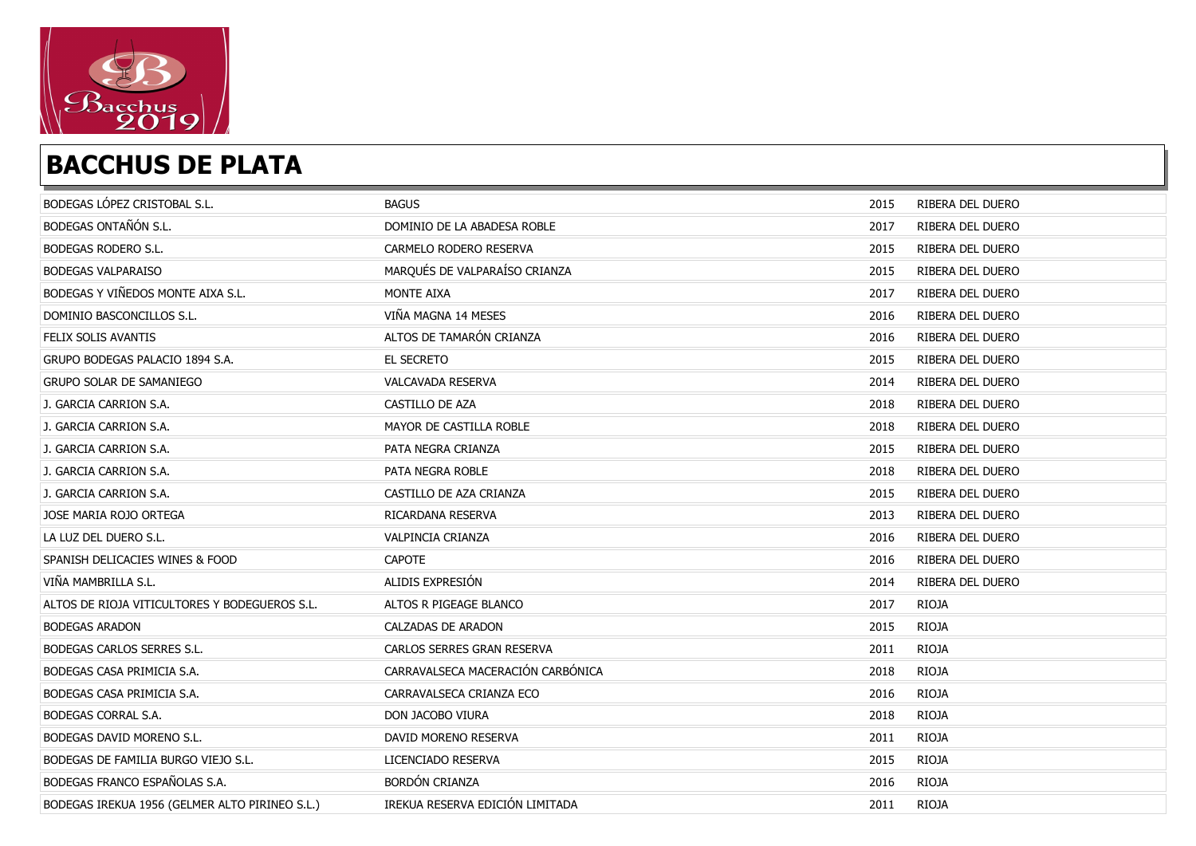## BACCHUS DE PLATA

| | | | |
|---|---|---|---|
| BODEGAS LÓPEZ CRISTOBAL S.L. | BAGUS | 2015 | RIBERA DEL DUERO |
| BODEGAS ONTAÑÓN S.L. | DOMINIO DE LA ABADESA ROBLE | 2017 | RIBERA DEL DUERO |
| BODEGAS RODERO S.L. | CARMELO RODERO RESERVA | 2015 | RIBERA DEL DUERO |
| BODEGAS VALPARAISO | MARQUÉS DE VALPARAÍSO CRIANZA | 2015 | RIBERA DEL DUERO |
| BODEGAS Y VIÑEDOS MONTE AIXA S.L. | MONTE AIXA | 2017 | RIBERA DEL DUERO |
| DOMINIO BASCONCILLOS S.L. | VIÑA MAGNA 14 MESES | 2016 | RIBERA DEL DUERO |
| FELIX SOLIS AVANTIS | ALTOS DE TAMARÓN CRIANZA | 2016 | RIBERA DEL DUERO |
| GRUPO BODEGAS PALACIO 1894 S.A. | EL SECRETO | 2015 | RIBERA DEL DUERO |
| GRUPO SOLAR DE SAMANIEGO | VALCAVADA RESERVA | 2014 | RIBERA DEL DUERO |
| J. GARCIA CARRION S.A. | CASTILLO DE AZA | 2018 | RIBERA DEL DUERO |
| J. GARCIA CARRION S.A. | MAYOR DE CASTILLA ROBLE | 2018 | RIBERA DEL DUERO |
| J. GARCIA CARRION S.A. | PATA NEGRA CRIANZA | 2015 | RIBERA DEL DUERO |
| J. GARCIA CARRION S.A. | PATA NEGRA ROBLE | 2018 | RIBERA DEL DUERO |
| J. GARCIA CARRION S.A. | CASTILLO DE AZA CRIANZA | 2015 | RIBERA DEL DUERO |
| JOSE MARIA ROJO ORTEGA | RICARDANA RESERVA | 2013 | RIBERA DEL DUERO |
| LA LUZ DEL DUERO S.L. | VALPINCIA CRIANZA | 2016 | RIBERA DEL DUERO |
| SPANISH DELICACIES WINES & FOOD | CAPOTE | 2016 | RIBERA DEL DUERO |
| VIÑA MAMBRILLA S.L. | ALIDIS EXPRESIÓN | 2014 | RIBERA DEL DUERO |
| ALTOS DE RIOJA VITICULTORES Y BODEGUEROS S.L. | ALTOS R PIGEAGE BLANCO | 2017 | RIOJA |
| BODEGAS ARADON | CALZADAS DE ARADON | 2015 | RIOJA |
| BODEGAS CARLOS SERRES S.L. | CARLOS SERRES GRAN RESERVA | 2011 | RIOJA |
| BODEGAS CASA PRIMICIA S.A. | CARRAVALSECA MACERACIÓN CARBÓNICA | 2018 | RIOJA |
| BODEGAS CASA PRIMICIA S.A. | CARRAVALSECA CRIANZA ECO | 2016 | RIOJA |
| BODEGAS CORRAL S.A. | DON JACOBO VIURA | 2018 | RIOJA |
| BODEGAS DAVID MORENO S.L. | DAVID MORENO RESERVA | 2011 | RIOJA |
| BODEGAS DE FAMILIA BURGO VIEJO S.L. | LICENCIADO RESERVA | 2015 | RIOJA |
| BODEGAS FRANCO ESPAÑOLAS S.A. | BORDÓN CRIANZA | 2016 | RIOJA |
| BODEGAS IREKUA 1956 (GELMER ALTO PIRINEO S.L.) | IREKUA RESERVA EDICIÓN LIMITADA | 2011 | RIOJA |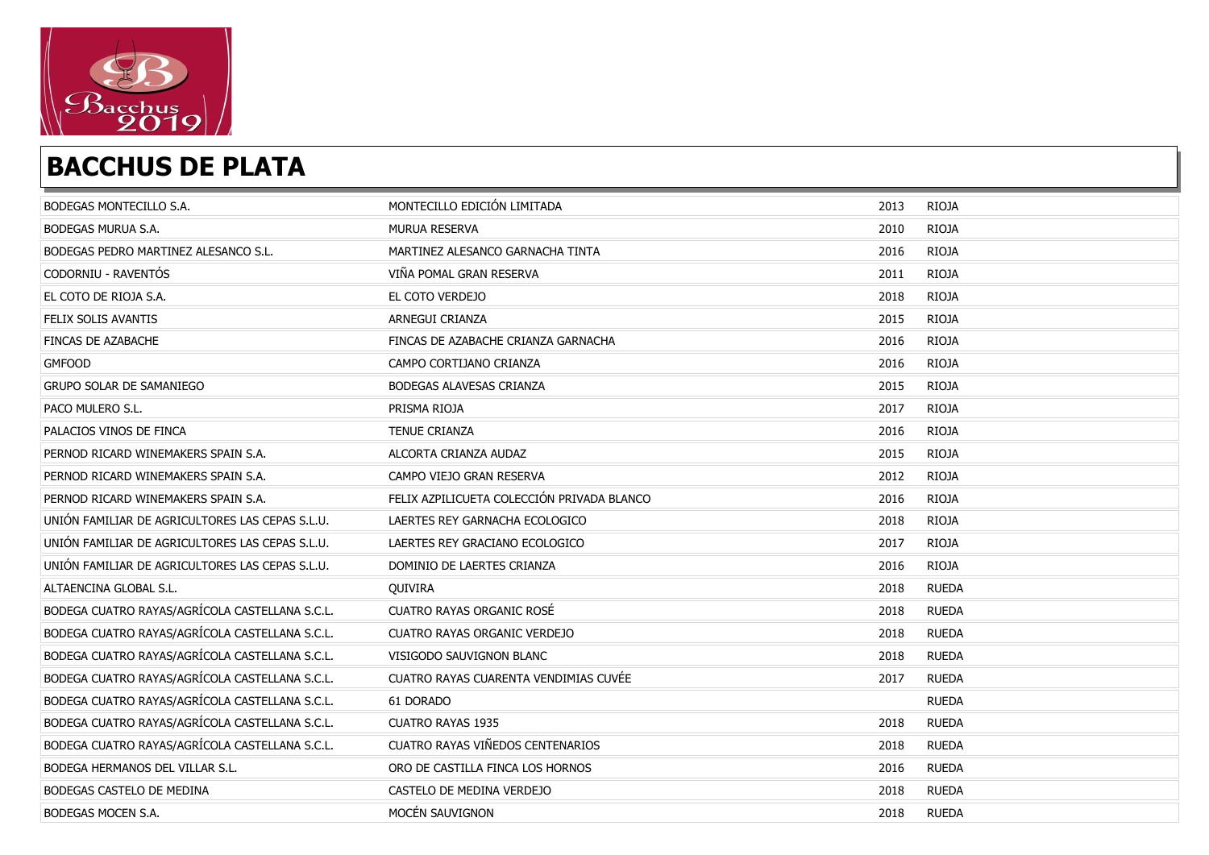# BACCHUS DE PLATA

| | | | |
|---|---|---|---|
| BODEGAS MONTECILLO S.A. | MONTECILLO EDICIÓN LIMITADA | 2013 | RIOJA |
| BODEGAS MURUA S.A. | MURUA RESERVA | 2010 | RIOJA |
| BODEGAS PEDRO MARTINEZ ALESANCO S.L. | MARTINEZ ALESANCO GARNACHA TINTA | 2016 | RIOJA |
| CODORNIU - RAVENTÓS | VIÑA POMAL GRAN RESERVA | 2011 | RIOJA |
| EL COTO DE RIOJA S.A. | EL COTO VERDEJO | 2018 | RIOJA |
| FELIX SOLIS AVANTIS | ARNEGUI CRIANZA | 2015 | RIOJA |
| FINCAS DE AZABACHE | FINCAS DE AZABACHE CRIANZA GARNACHA | 2016 | RIOJA |
| GMFOOD | CAMPO CORTIJANO CRIANZA | 2016 | RIOJA |
| GRUPO SOLAR DE SAMANIEGO | BODEGAS ALAVESAS CRIANZA | 2015 | RIOJA |
| PACO MULERO S.L. | PRISMA RIOJA | 2017 | RIOJA |
| PALACIOS VINOS DE FINCA | TENUE CRIANZA | 2016 | RIOJA |
| PERNOD RICARD WINEMAKERS SPAIN S.A. | ALCORTA CRIANZA AUDAZ | 2015 | RIOJA |
| PERNOD RICARD WINEMAKERS SPAIN S.A. | CAMPO VIEJO GRAN RESERVA | 2012 | RIOJA |
| PERNOD RICARD WINEMAKERS SPAIN S.A. | FELIX AZPILICUETA COLECCIÓN PRIVADA BLANCO | 2016 | RIOJA |
| UNIÓN FAMILIAR DE AGRICULTORES LAS CEPAS S.L.U. | LAERTES REY GARNACHA ECOLOGICO | 2018 | RIOJA |
| UNIÓN FAMILIAR DE AGRICULTORES LAS CEPAS S.L.U. | LAERTES REY GRACIANO ECOLOGICO | 2017 | RIOJA |
| UNIÓN FAMILIAR DE AGRICULTORES LAS CEPAS S.L.U. | DOMINIO DE LAERTES CRIANZA | 2016 | RIOJA |
| ALTAENCINA GLOBAL S.L. | QUIVIRA | 2018 | RUEDA |
| BODEGA CUATRO RAYAS/AGRÍCOLA CASTELLANA S.C.L. | CUATRO RAYAS ORGANIC ROSÉ | 2018 | RUEDA |
| BODEGA CUATRO RAYAS/AGRÍCOLA CASTELLANA S.C.L. | CUATRO RAYAS ORGANIC VERDEJO | 2018 | RUEDA |
| BODEGA CUATRO RAYAS/AGRÍCOLA CASTELLANA S.C.L. | VISIGODO SAUVIGNON BLANC | 2018 | RUEDA |
| BODEGA CUATRO RAYAS/AGRÍCOLA CASTELLANA S.C.L. | CUATRO RAYAS CUARENTA VENDIMIAS CUVÉE | 2017 | RUEDA |
| BODEGA CUATRO RAYAS/AGRÍCOLA CASTELLANA S.C.L. | 61 DORADO | | RUEDA |
| BODEGA CUATRO RAYAS/AGRÍCOLA CASTELLANA S.C.L. | CUATRO RAYAS 1935 | 2018 | RUEDA |
| BODEGA CUATRO RAYAS/AGRÍCOLA CASTELLANA S.C.L. | CUATRO RAYAS VIÑEDOS CENTENARIOS | 2018 | RUEDA |
| BODEGA HERMANOS DEL VILLAR S.L. | ORO DE CASTILLA FINCA LOS HORNOS | 2016 | RUEDA |
| BODEGAS CASTELO DE MEDINA | CASTELO DE MEDINA VERDEJO | 2018 | RUEDA |
| BODEGAS MOCEN S.A. | MOCÉN SAUVIGNON | 2018 | RUEDA |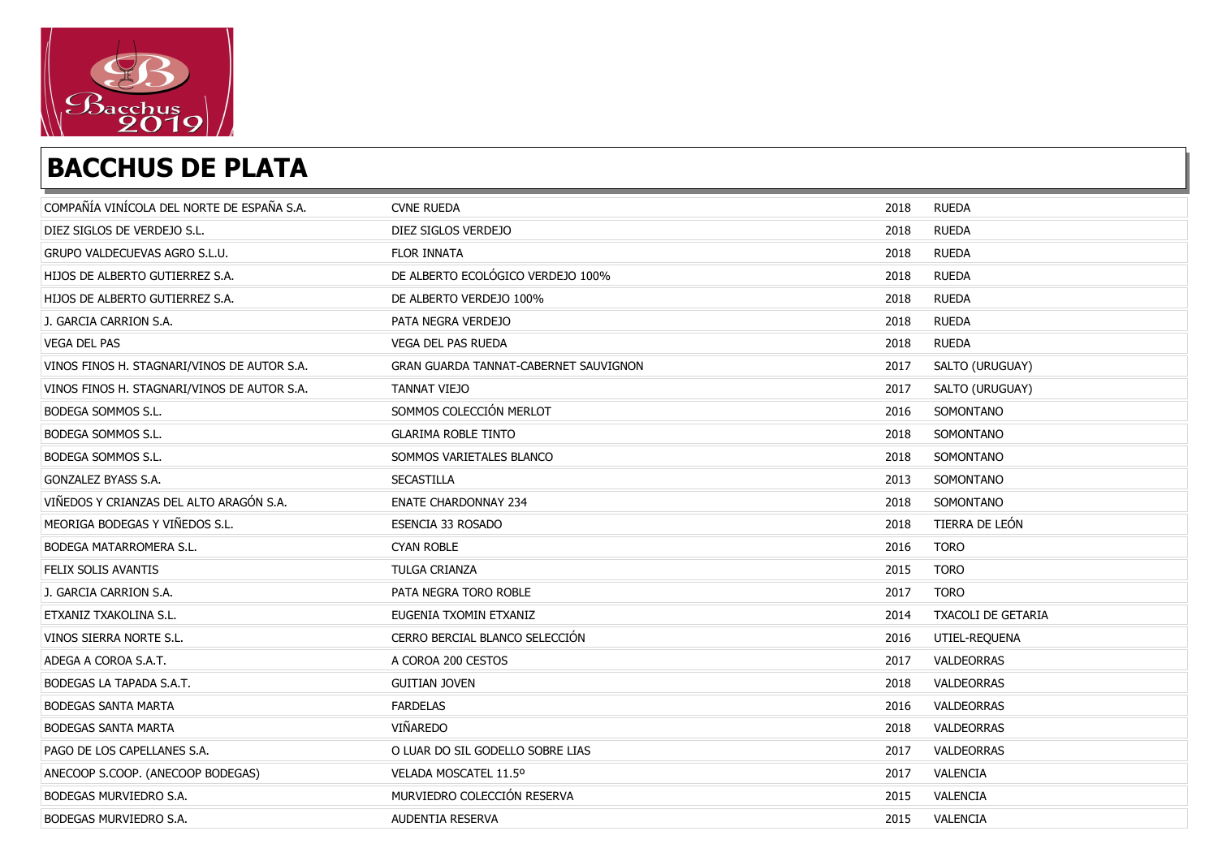## BACCHUS DE PLATA

| | | | |
|---|---|---|---|
| COMPAÑÍA VINÍCOLA DEL NORTE DE ESPAÑA S.A. | CVNE RUEDA | 2018 | RUEDA |
| DIEZ SIGLOS DE VERDEJO S.L. | DIEZ SIGLOS VERDEJO | 2018 | RUEDA |
| GRUPO VALDECUEVAS AGRO S.L.U. | FLOR INNATA | 2018 | RUEDA |
| HIJOS DE ALBERTO GUTIERREZ S.A. | DE ALBERTO ECOLÓGICO VERDEJO 100% | 2018 | RUEDA |
| HIJOS DE ALBERTO GUTIERREZ S.A. | DE ALBERTO VERDEJO 100% | 2018 | RUEDA |
| J. GARCIA CARRION S.A. | PATA NEGRA VERDEJO | 2018 | RUEDA |
| VEGA DEL PAS | VEGA DEL PAS RUEDA | 2018 | RUEDA |
| VINOS FINOS H. STAGNARI/VINOS DE AUTOR S.A. | GRAN GUARDA TANNAT-CABERNET SAUVIGNON | 2017 | SALTO (URUGUAY) |
| VINOS FINOS H. STAGNARI/VINOS DE AUTOR S.A. | TANNAT VIEJO | 2017 | SALTO (URUGUAY) |
| BODEGA SOMMOS S.L. | SOMMOS COLECCIÓN MERLOT | 2016 | SOMONTANO |
| BODEGA SOMMOS S.L. | GLARIMA ROBLE TINTO | 2018 | SOMONTANO |
| BODEGA SOMMOS S.L. | SOMMOS VARIETALES BLANCO | 2018 | SOMONTANO |
| GONZALEZ BYASS S.A. | SECASTILLA | 2013 | SOMONTANO |
| VIÑEDOS Y CRIANZAS DEL ALTO ARAGÓN S.A. | ENATE CHARDONNAY 234 | 2018 | SOMONTANO |
| MEORIGA BODEGAS Y VIÑEDOS S.L. | ESENCIA 33 ROSADO | 2018 | TIERRA DE LEÓN |
| BODEGA MATARROMERA S.L. | CYAN ROBLE | 2016 | TORO |
| FELIX SOLIS AVANTIS | TULGA CRIANZA | 2015 | TORO |
| J. GARCIA CARRION S.A. | PATA NEGRA TORO ROBLE | 2017 | TORO |
| ETXANIZ TXAKOLINA S.L. | EUGENIA TXOMIN ETXANIZ | 2014 | TXACOLI DE GETARIA |
| VINOS SIERRA NORTE S.L. | CERRO BERCIAL BLANCO SELECCIÓN | 2016 | UTIEL-REQUENA |
| ADEGA A COROA S.A.T. | A COROA 200 CESTOS | 2017 | VALDEORRAS |
| BODEGAS LA TAPADA S.A.T. | GUITIAN JOVEN | 2018 | VALDEORRAS |
| BODEGAS SANTA MARTA | FARDELAS | 2016 | VALDEORRAS |
| BODEGAS SANTA MARTA | VIÑAREDO | 2018 | VALDEORRAS |
| PAGO DE LOS CAPELLANES S.A. | O LUAR DO SIL GODELLO SOBRE LIAS | 2017 | VALDEORRAS |
| ANECOOP S.COOP. (ANECOOP BODEGAS) | VELADA MOSCATEL 11.5º | 2017 | VALENCIA |
| BODEGAS MURVIEDRO S.A. | MURVIEDRO COLECCIÓN RESERVA | 2015 | VALENCIA |
| BODEGAS MURVIEDRO S.A. | AUDENTIA RESERVA | 2015 | VALENCIA |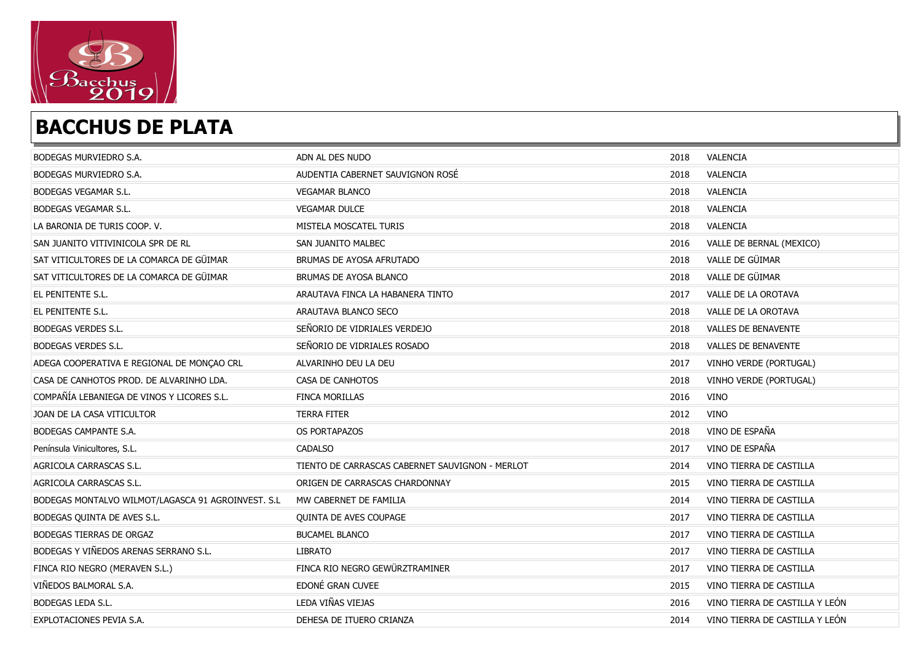## BACCHUS DE PLATA

| | | | |
|---|---|---|---|
| BODEGAS MURVIEDRO S.A. | ADN AL DES NUDO | 2018 | VALENCIA |
| BODEGAS MURVIEDRO S.A. | AUDENTIA CABERNET SAUVIGNON ROSÉ | 2018 | VALENCIA |
| BODEGAS VEGAMAR S.L. | VEGAMAR BLANCO | 2018 | VALENCIA |
| BODEGAS VEGAMAR S.L. | VEGAMAR DULCE | 2018 | VALENCIA |
| LA BARONIA DE TURIS COOP. V. | MISTELA MOSCATEL TURIS | 2018 | VALENCIA |
| SAN JUANITO VITIVINICOLA SPR DE RL | SAN JUANITO MALBEC | 2016 | VALLE DE BERNAL (MEXICO) |
| SAT VITICULTORES DE LA COMARCA DE GÜIMAR | BRUMAS DE AYOSA AFRUTADO | 2018 | VALLE DE GÜIMAR |
| SAT VITICULTORES DE LA COMARCA DE GÜIMAR | BRUMAS DE AYOSA BLANCO | 2018 | VALLE DE GÜIMAR |
| EL PENITENTE S.L. | ARAUTAVA FINCA LA HABANERA TINTO | 2017 | VALLE DE LA OROTAVA |
| EL PENITENTE S.L. | ARAUTAVA BLANCO SECO | 2018 | VALLE DE LA OROTAVA |
| BODEGAS VERDES S.L. | SEÑORIO DE VIDRIALES VERDEJO | 2018 | VALLES DE BENAVENTE |
| BODEGAS VERDES S.L. | SEÑORIO DE VIDRIALES ROSADO | 2018 | VALLES DE BENAVENTE |
| ADEGA COOPERATIVA E REGIONAL DE MONÇAO CRL | ALVARINHO DEU LA DEU | 2017 | VINHO VERDE (PORTUGAL) |
| CASA DE CANHOTOS PROD. DE ALVARINHO LDA. | CASA DE CANHOTOS | 2018 | VINHO VERDE (PORTUGAL) |
| COMPAÑÍA LEBANIEGA DE VINOS Y LICORES S.L. | FINCA MORILLAS | 2016 | VINO |
| JOAN DE LA CASA VITICULTOR | TERRA FITER | 2012 | VINO |
| BODEGAS CAMPANTE S.A. | OS PORTAPAZOS | 2018 | VINO DE ESPAÑA |
| Península Vinicultores, S.L. | CADALSO | 2017 | VINO DE ESPAÑA |
| AGRICOLA CARRASCAS S.L. | TIENTO DE CARRASCAS CABERNET SAUVIGNON - MERLOT | 2014 | VINO TIERRA DE CASTILLA |
| AGRICOLA CARRASCAS S.L. | ORIGEN DE CARRASCAS CHARDONNAY | 2015 | VINO TIERRA DE CASTILLA |
| BODEGAS MONTALVO WILMOT/LAGASCA 91 AGROINVEST. S.L | MW CABERNET DE FAMILIA | 2014 | VINO TIERRA DE CASTILLA |
| BODEGAS QUINTA DE AVES S.L. | QUINTA DE AVES COUPAGE | 2017 | VINO TIERRA DE CASTILLA |
| BODEGAS TIERRAS DE ORGAZ | BUCAMEL BLANCO | 2017 | VINO TIERRA DE CASTILLA |
| BODEGAS Y VIÑEDOS ARENAS SERRANO S.L. | LIBRATO | 2017 | VINO TIERRA DE CASTILLA |
| FINCA RIO NEGRO (MERAVEN S.L.) | FINCA RIO NEGRO GEWÜRZTRAMINER | 2017 | VINO TIERRA DE CASTILLA |
| VIÑEDOS BALMORAL S.A. | EDONÉ GRAN CUVEE | 2015 | VINO TIERRA DE CASTILLA |
| BODEGAS LEDA S.L. | LEDA VIÑAS VIEJAS | 2016 | VINO TIERRA DE CASTILLA Y LEÓN |
| EXPLOTACIONES PEVIA S.A. | DEHESA DE ITUERO CRIANZA | 2014 | VINO TIERRA DE CASTILLA Y LEÓN |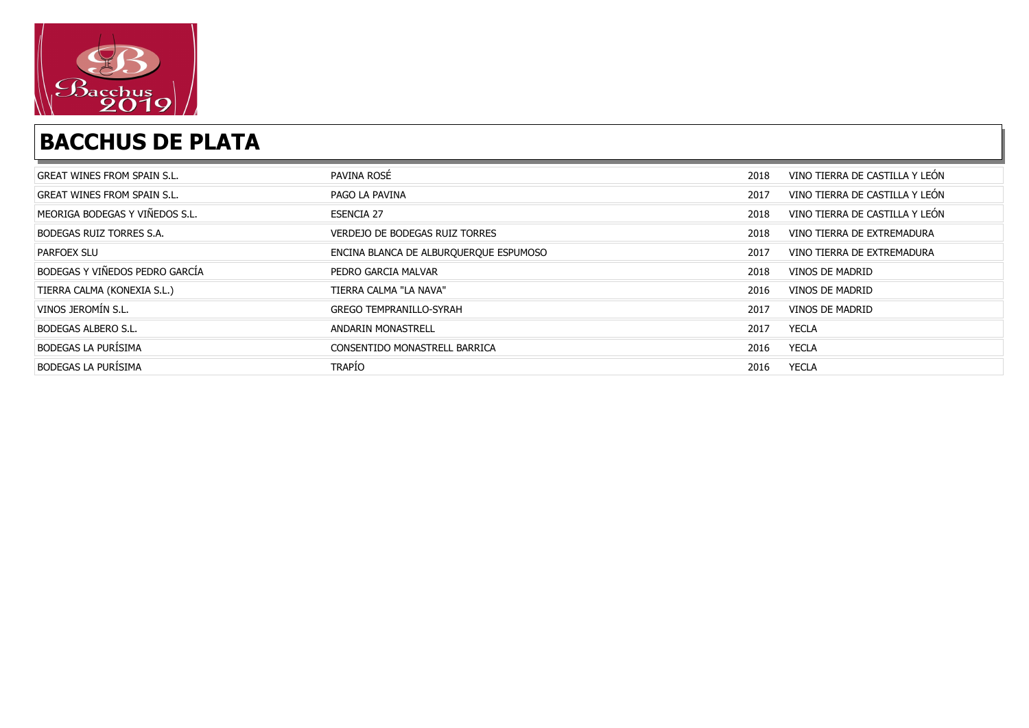## BACCHUS DE PLATA

| | | | |
|---|---|---|---|
| GREAT WINES FROM SPAIN S.L. | PAVINA ROSÉ | 2018 | VINO TIERRA DE CASTILLA Y LEÓN |
| GREAT WINES FROM SPAIN S.L. | PAGO LA PAVINA | 2017 | VINO TIERRA DE CASTILLA Y LEÓN |
| MEORIGA BODEGAS Y VIÑEDOS S.L. | ESENCIA 27 | 2018 | VINO TIERRA DE CASTILLA Y LEÓN |
| BODEGAS RUIZ TORRES S.A. | VERDEJO DE BODEGAS RUIZ TORRES | 2018 | VINO TIERRA DE EXTREMADURA |
| PARFOEX SLU | ENCINA BLANCA DE ALBURQUERQUE ESPUMOSO | 2017 | VINO TIERRA DE EXTREMADURA |
| BODEGAS Y VIÑEDOS PEDRO GARCÍA | PEDRO GARCIA MALVAR | 2018 | VINOS DE MADRID |
| TIERRA CALMA (KONEXIA S.L.) | TIERRA CALMA "LA NAVA" | 2016 | VINOS DE MADRID |
| VINOS JEROMÍN S.L. | GREGO TEMPRANILLO-SYRAH | 2017 | VINOS DE MADRID |
| BODEGAS ALBERO S.L. | ANDARIN MONASTRELL | 2017 | YECLA |
| BODEGAS LA PURÍSIMA | CONSENTIDO MONASTRELL BARRICA | 2016 | YECLA |
| BODEGAS LA PURÍSIMA | TRAPÍO | 2016 | YECLA |